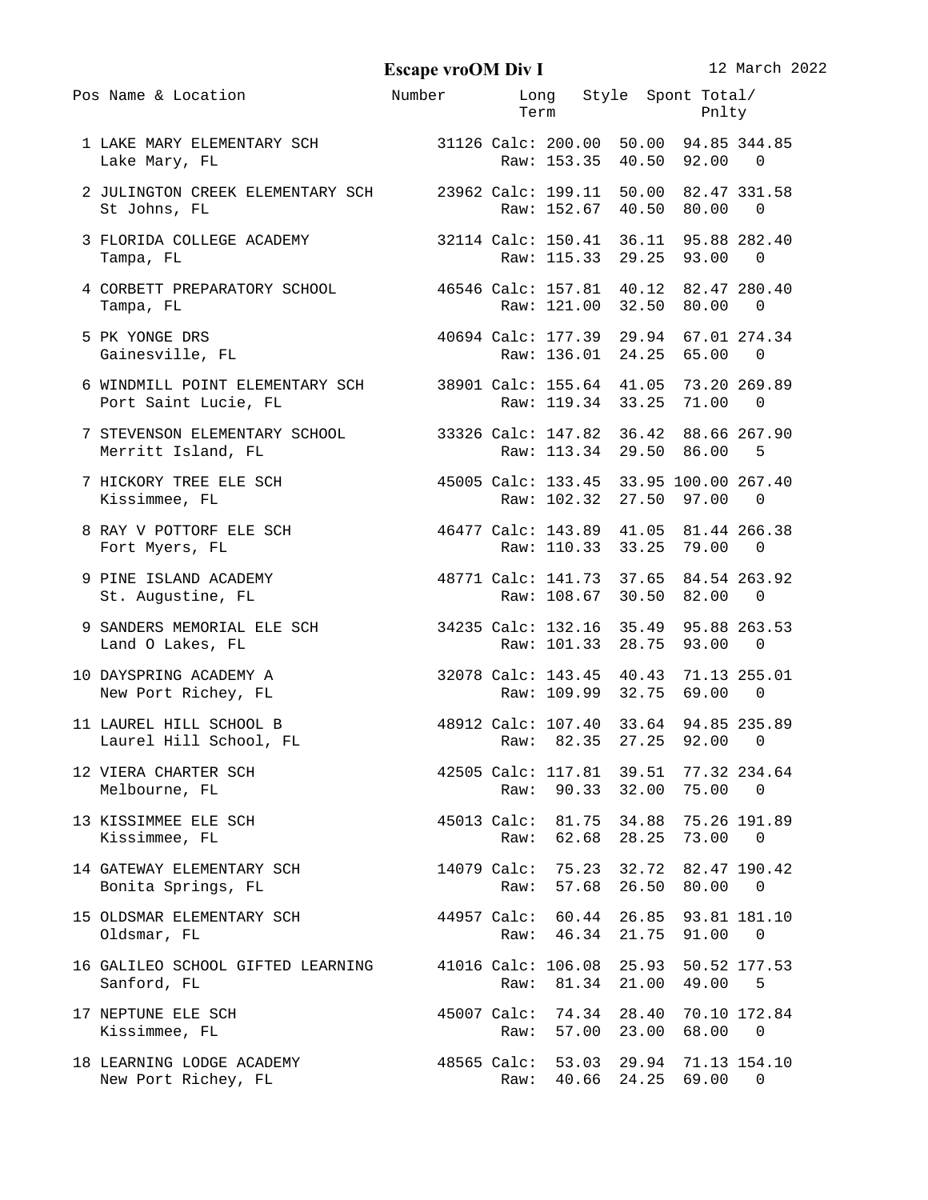# Escape vroOM Div I

12 March 2022

| Pos | Name & Location | Number | | Long Term | Style | Spont | Total/ Pnlty |
|---|---|---|---|---|---|---|---|
| 1 | LAKE MARY ELEMENTARY SCH | 31126 | Calc: | 200.00 | 50.00 | 94.85 | 344.85 |
| | Lake Mary, FL | | Raw: | 153.35 | 40.50 | 92.00 | 0 |
| 2 | JULINGTON CREEK ELEMENTARY SCH | 23962 | Calc: | 199.11 | 50.00 | 82.47 | 331.58 |
| | St Johns, FL | | Raw: | 152.67 | 40.50 | 80.00 | 0 |
| 3 | FLORIDA COLLEGE ACADEMY | 32114 | Calc: | 150.41 | 36.11 | 95.88 | 282.40 |
| | Tampa, FL | | Raw: | 115.33 | 29.25 | 93.00 | 0 |
| 4 | CORBETT PREPARATORY SCHOOL | 46546 | Calc: | 157.81 | 40.12 | 82.47 | 280.40 |
| | Tampa, FL | | Raw: | 121.00 | 32.50 | 80.00 | 0 |
| 5 | PK YONGE DRS | 40694 | Calc: | 177.39 | 29.94 | 67.01 | 274.34 |
| | Gainesville, FL | | Raw: | 136.01 | 24.25 | 65.00 | 0 |
| 6 | WINDMILL POINT ELEMENTARY SCH | 38901 | Calc: | 155.64 | 41.05 | 73.20 | 269.89 |
| | Port Saint Lucie, FL | | Raw: | 119.34 | 33.25 | 71.00 | 0 |
| 7 | STEVENSON ELEMENTARY SCHOOL | 33326 | Calc: | 147.82 | 36.42 | 88.66 | 267.90 |
| | Merritt Island, FL | | Raw: | 113.34 | 29.50 | 86.00 | 5 |
| 7 | HICKORY TREE ELE SCH | 45005 | Calc: | 133.45 | 33.95 | 100.00 | 267.40 |
| | Kissimmee, FL | | Raw: | 102.32 | 27.50 | 97.00 | 0 |
| 8 | RAY V POTTORF ELE SCH | 46477 | Calc: | 143.89 | 41.05 | 81.44 | 266.38 |
| | Fort Myers, FL | | Raw: | 110.33 | 33.25 | 79.00 | 0 |
| 9 | PINE ISLAND ACADEMY | 48771 | Calc: | 141.73 | 37.65 | 84.54 | 263.92 |
| | St. Augustine, FL | | Raw: | 108.67 | 30.50 | 82.00 | 0 |
| 9 | SANDERS MEMORIAL ELE SCH | 34235 | Calc: | 132.16 | 35.49 | 95.88 | 263.53 |
| | Land O Lakes, FL | | Raw: | 101.33 | 28.75 | 93.00 | 0 |
| 10 | DAYSPRING ACADEMY A | 32078 | Calc: | 143.45 | 40.43 | 71.13 | 255.01 |
| | New Port Richey, FL | | Raw: | 109.99 | 32.75 | 69.00 | 0 |
| 11 | LAUREL HILL SCHOOL B | 48912 | Calc: | 107.40 | 33.64 | 94.85 | 235.89 |
| | Laurel Hill School, FL | | Raw: | 82.35 | 27.25 | 92.00 | 0 |
| 12 | VIERA CHARTER SCH | 42505 | Calc: | 117.81 | 39.51 | 77.32 | 234.64 |
| | Melbourne, FL | | Raw: | 90.33 | 32.00 | 75.00 | 0 |
| 13 | KISSIMMEE ELE SCH | 45013 | Calc: | 81.75 | 34.88 | 75.26 | 191.89 |
| | Kissimmee, FL | | Raw: | 62.68 | 28.25 | 73.00 | 0 |
| 14 | GATEWAY ELEMENTARY SCH | 14079 | Calc: | 75.23 | 32.72 | 82.47 | 190.42 |
| | Bonita Springs, FL | | Raw: | 57.68 | 26.50 | 80.00 | 0 |
| 15 | OLDSMAR ELEMENTARY SCH | 44957 | Calc: | 60.44 | 26.85 | 93.81 | 181.10 |
| | Oldsmar, FL | | Raw: | 46.34 | 21.75 | 91.00 | 0 |
| 16 | GALILEO SCHOOL GIFTED LEARNING | 41016 | Calc: | 106.08 | 25.93 | 50.52 | 177.53 |
| | Sanford, FL | | Raw: | 81.34 | 21.00 | 49.00 | 5 |
| 17 | NEPTUNE ELE SCH | 45007 | Calc: | 74.34 | 28.40 | 70.10 | 172.84 |
| | Kissimmee, FL | | Raw: | 57.00 | 23.00 | 68.00 | 0 |
| 18 | LEARNING LODGE ACADEMY | 48565 | Calc: | 53.03 | 29.94 | 71.13 | 154.10 |
| | New Port Richey, FL | | Raw: | 40.66 | 24.25 | 69.00 | 0 |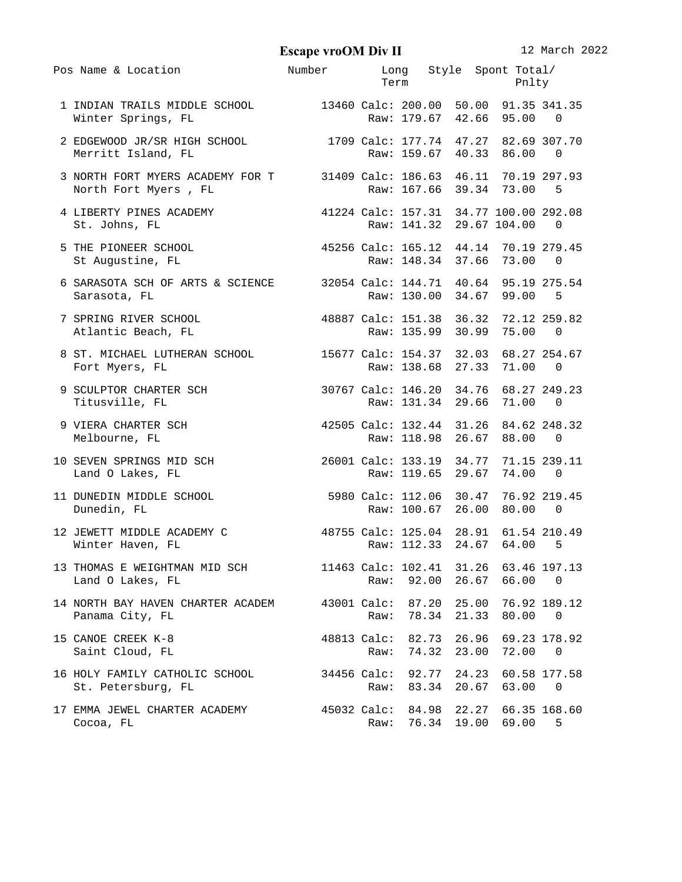# Escape vroOM Div II

12 March 2022

| Pos | Name & Location | Number | | Long Term | Style | Spont | Total/ Pnlty |
|---|---|---|---|---|---|---|---|
| 1 | INDIAN TRAILS MIDDLE SCHOOL | 13460 | Calc: | 200.00 | 50.00 | 91.35 | 341.35 |
| | Winter Springs, FL | | Raw: | 179.67 | 42.66 | 95.00 | 0 |
| 2 | EDGEWOOD JR/SR HIGH SCHOOL | 1709 | Calc: | 177.74 | 47.27 | 82.69 | 307.70 |
| | Merritt Island, FL | | Raw: | 159.67 | 40.33 | 86.00 | 0 |
| 3 | NORTH FORT MYERS ACADEMY FOR T | 31409 | Calc: | 186.63 | 46.11 | 70.19 | 297.93 |
| | North Fort Myers , FL | | Raw: | 167.66 | 39.34 | 73.00 | 5 |
| 4 | LIBERTY PINES ACADEMY | 41224 | Calc: | 157.31 | 34.77 | 100.00 | 292.08 |
| | St. Johns, FL | | Raw: | 141.32 | 29.67 | 104.00 | 0 |
| 5 | THE PIONEER SCHOOL | 45256 | Calc: | 165.12 | 44.14 | 70.19 | 279.45 |
| | St Augustine, FL | | Raw: | 148.34 | 37.66 | 73.00 | 0 |
| 6 | SARASOTA SCH OF ARTS & SCIENCE | 32054 | Calc: | 144.71 | 40.64 | 95.19 | 275.54 |
| | Sarasota, FL | | Raw: | 130.00 | 34.67 | 99.00 | 5 |
| 7 | SPRING RIVER SCHOOL | 48887 | Calc: | 151.38 | 36.32 | 72.12 | 259.82 |
| | Atlantic Beach, FL | | Raw: | 135.99 | 30.99 | 75.00 | 0 |
| 8 | ST. MICHAEL LUTHERAN SCHOOL | 15677 | Calc: | 154.37 | 32.03 | 68.27 | 254.67 |
| | Fort Myers, FL | | Raw: | 138.68 | 27.33 | 71.00 | 0 |
| 9 | SCULPTOR CHARTER SCH | 30767 | Calc: | 146.20 | 34.76 | 68.27 | 249.23 |
| | Titusville, FL | | Raw: | 131.34 | 29.66 | 71.00 | 0 |
| 9 | VIERA CHARTER SCH | 42505 | Calc: | 132.44 | 31.26 | 84.62 | 248.32 |
| | Melbourne, FL | | Raw: | 118.98 | 26.67 | 88.00 | 0 |
| 10 | SEVEN SPRINGS MID SCH | 26001 | Calc: | 133.19 | 34.77 | 71.15 | 239.11 |
| | Land O Lakes, FL | | Raw: | 119.65 | 29.67 | 74.00 | 0 |
| 11 | DUNEDIN MIDDLE SCHOOL | 5980 | Calc: | 112.06 | 30.47 | 76.92 | 219.45 |
| | Dunedin, FL | | Raw: | 100.67 | 26.00 | 80.00 | 0 |
| 12 | JEWETT MIDDLE ACADEMY C | 48755 | Calc: | 125.04 | 28.91 | 61.54 | 210.49 |
| | Winter Haven, FL | | Raw: | 112.33 | 24.67 | 64.00 | 5 |
| 13 | THOMAS E WEIGHTMAN MID SCH | 11463 | Calc: | 102.41 | 31.26 | 63.46 | 197.13 |
| | Land O Lakes, FL | | Raw: | 92.00 | 26.67 | 66.00 | 0 |
| 14 | NORTH BAY HAVEN CHARTER ACADEM | 43001 | Calc: | 87.20 | 25.00 | 76.92 | 189.12 |
| | Panama City, FL | | Raw: | 78.34 | 21.33 | 80.00 | 0 |
| 15 | CANOE CREEK K-8 | 48813 | Calc: | 82.73 | 26.96 | 69.23 | 178.92 |
| | Saint Cloud, FL | | Raw: | 74.32 | 23.00 | 72.00 | 0 |
| 16 | HOLY FAMILY CATHOLIC SCHOOL | 34456 | Calc: | 92.77 | 24.23 | 60.58 | 177.58 |
| | St. Petersburg, FL | | Raw: | 83.34 | 20.67 | 63.00 | 0 |
| 17 | EMMA JEWEL CHARTER ACADEMY | 45032 | Calc: | 84.98 | 22.27 | 66.35 | 168.60 |
| | Cocoa, FL | | Raw: | 76.34 | 19.00 | 69.00 | 5 |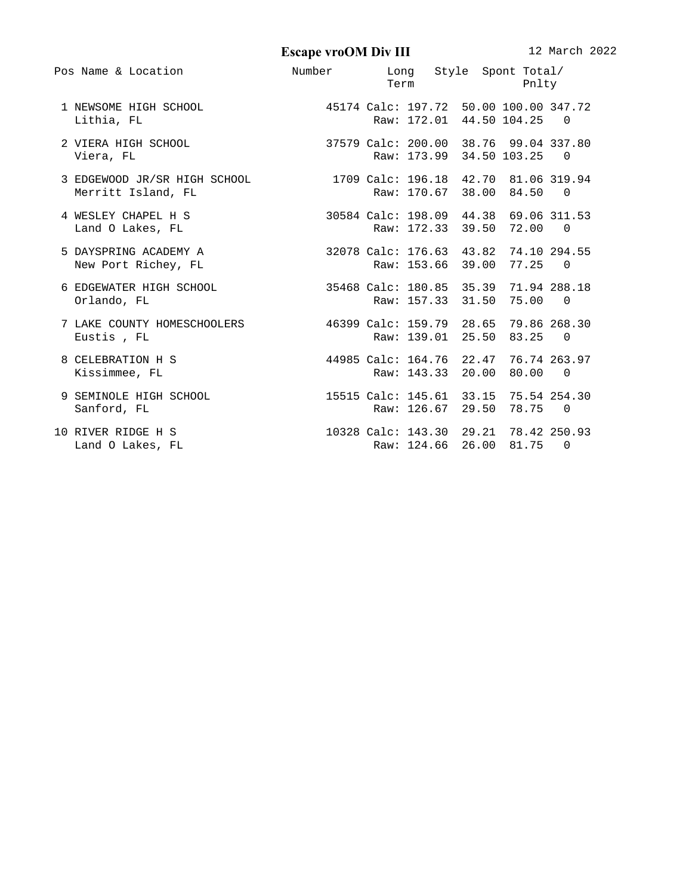# Escape vroOM Div III

12 March 2022

| Pos | Name & Location | Number | | Long Term | Style | Spont | Total/ Pnlty |
|---|---|---|---|---|---|---|---|
| 1 | NEWSOME HIGH SCHOOL | 45174 | Calc: | 197.72 | 50.00 | 100.00 | 347.72 |
| | Lithia, FL | | Raw: | 172.01 | 44.50 | 104.25 | 0 |
| 2 | VIERA HIGH SCHOOL | 37579 | Calc: | 200.00 | 38.76 | 99.04 | 337.80 |
| | Viera, FL | | Raw: | 173.99 | 34.50 | 103.25 | 0 |
| 3 | EDGEWOOD JR/SR HIGH SCHOOL | 1709 | Calc: | 196.18 | 42.70 | 81.06 | 319.94 |
| | Merritt Island, FL | | Raw: | 170.67 | 38.00 | 84.50 | 0 |
| 4 | WESLEY CHAPEL H S | 30584 | Calc: | 198.09 | 44.38 | 69.06 | 311.53 |
| | Land O Lakes, FL | | Raw: | 172.33 | 39.50 | 72.00 | 0 |
| 5 | DAYSPRING ACADEMY A | 32078 | Calc: | 176.63 | 43.82 | 74.10 | 294.55 |
| | New Port Richey, FL | | Raw: | 153.66 | 39.00 | 77.25 | 0 |
| 6 | EDGEWATER HIGH SCHOOL | 35468 | Calc: | 180.85 | 35.39 | 71.94 | 288.18 |
| | Orlando, FL | | Raw: | 157.33 | 31.50 | 75.00 | 0 |
| 7 | LAKE COUNTY HOMESCHOOLERS | 46399 | Calc: | 159.79 | 28.65 | 79.86 | 268.30 |
| | Eustis , FL | | Raw: | 139.01 | 25.50 | 83.25 | 0 |
| 8 | CELEBRATION H S | 44985 | Calc: | 164.76 | 22.47 | 76.74 | 263.97 |
| | Kissimmee, FL | | Raw: | 143.33 | 20.00 | 80.00 | 0 |
| 9 | SEMINOLE HIGH SCHOOL | 15515 | Calc: | 145.61 | 33.15 | 75.54 | 254.30 |
| | Sanford, FL | | Raw: | 126.67 | 29.50 | 78.75 | 0 |
| 10 | RIVER RIDGE H S | 10328 | Calc: | 143.30 | 29.21 | 78.42 | 250.93 |
| | Land O Lakes, FL | | Raw: | 124.66 | 26.00 | 81.75 | 0 |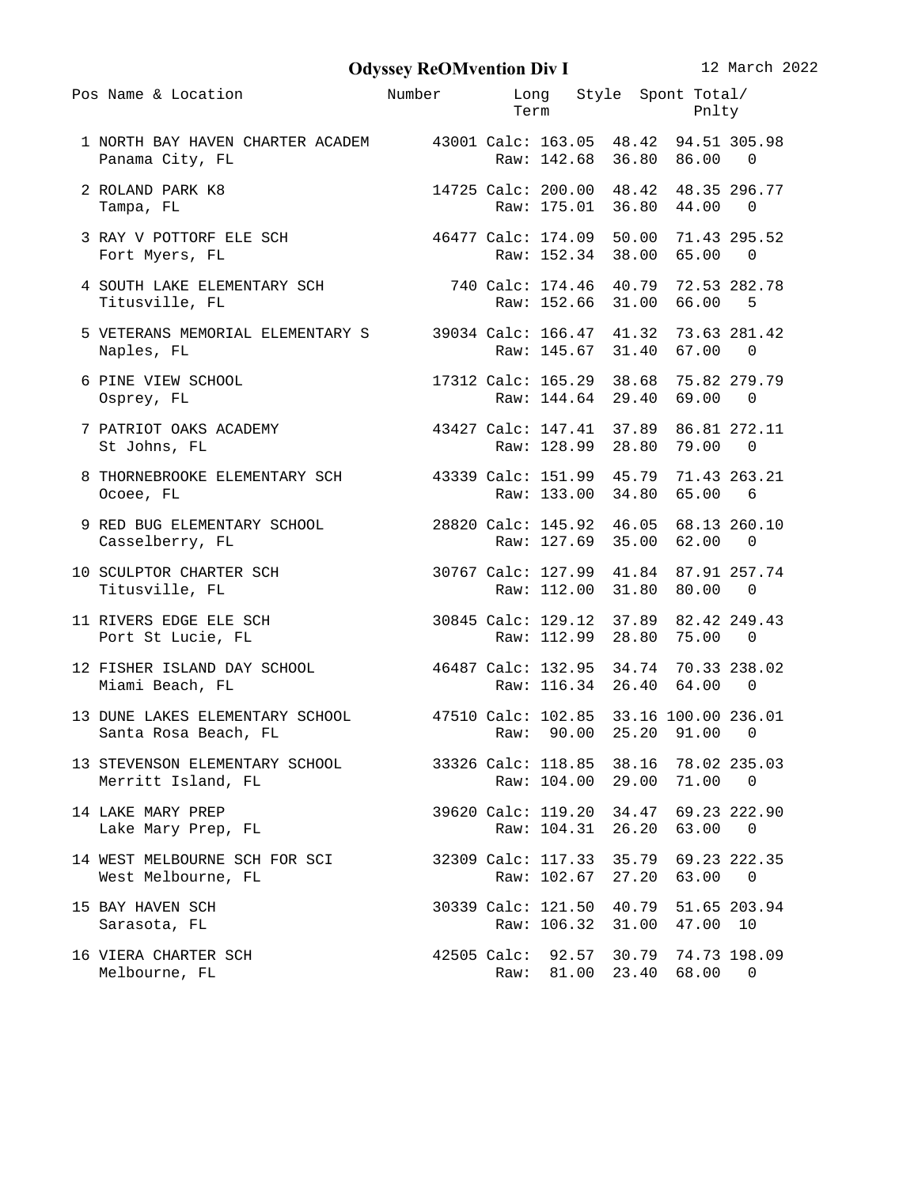# Odyssey ReOMvention Div I

12 March 2022

| Pos | Name & Location | Number | | Long Term | Style | Spont | Total/ Pnlty |
|---|---|---|---|---|---|---|---|
| 1 | NORTH BAY HAVEN CHARTER ACADEM | 43001 | Calc: | 163.05 | 48.42 | 94.51 | 305.98 |
| | Panama City, FL | | Raw: | 142.68 | 36.80 | 86.00 | 0 |
| 2 | ROLAND PARK K8 | 14725 | Calc: | 200.00 | 48.42 | 48.35 | 296.77 |
| | Tampa, FL | | Raw: | 175.01 | 36.80 | 44.00 | 0 |
| 3 | RAY V POTTORF ELE SCH | 46477 | Calc: | 174.09 | 50.00 | 71.43 | 295.52 |
| | Fort Myers, FL | | Raw: | 152.34 | 38.00 | 65.00 | 0 |
| 4 | SOUTH LAKE ELEMENTARY SCH | 740 | Calc: | 174.46 | 40.79 | 72.53 | 282.78 |
| | Titusville, FL | | Raw: | 152.66 | 31.00 | 66.00 | 5 |
| 5 | VETERANS MEMORIAL ELEMENTARY S | 39034 | Calc: | 166.47 | 41.32 | 73.63 | 281.42 |
| | Naples, FL | | Raw: | 145.67 | 31.40 | 67.00 | 0 |
| 6 | PINE VIEW SCHOOL | 17312 | Calc: | 165.29 | 38.68 | 75.82 | 279.79 |
| | Osprey, FL | | Raw: | 144.64 | 29.40 | 69.00 | 0 |
| 7 | PATRIOT OAKS ACADEMY | 43427 | Calc: | 147.41 | 37.89 | 86.81 | 272.11 |
| | St Johns, FL | | Raw: | 128.99 | 28.80 | 79.00 | 0 |
| 8 | THORNEBROOKE ELEMENTARY SCH | 43339 | Calc: | 151.99 | 45.79 | 71.43 | 263.21 |
| | Ocoee, FL | | Raw: | 133.00 | 34.80 | 65.00 | 6 |
| 9 | RED BUG ELEMENTARY SCHOOL | 28820 | Calc: | 145.92 | 46.05 | 68.13 | 260.10 |
| | Casselberry, FL | | Raw: | 127.69 | 35.00 | 62.00 | 0 |
| 10 | SCULPTOR CHARTER SCH | 30767 | Calc: | 127.99 | 41.84 | 87.91 | 257.74 |
| | Titusville, FL | | Raw: | 112.00 | 31.80 | 80.00 | 0 |
| 11 | RIVERS EDGE ELE SCH | 30845 | Calc: | 129.12 | 37.89 | 82.42 | 249.43 |
| | Port St Lucie, FL | | Raw: | 112.99 | 28.80 | 75.00 | 0 |
| 12 | FISHER ISLAND DAY SCHOOL | 46487 | Calc: | 132.95 | 34.74 | 70.33 | 238.02 |
| | Miami Beach, FL | | Raw: | 116.34 | 26.40 | 64.00 | 0 |
| 13 | DUNE LAKES ELEMENTARY SCHOOL | 47510 | Calc: | 102.85 | 33.16 | 100.00 | 236.01 |
| | Santa Rosa Beach, FL | | Raw: | 90.00 | 25.20 | 91.00 | 0 |
| 13 | STEVENSON ELEMENTARY SCHOOL | 33326 | Calc: | 118.85 | 38.16 | 78.02 | 235.03 |
| | Merritt Island, FL | | Raw: | 104.00 | 29.00 | 71.00 | 0 |
| 14 | LAKE MARY PREP | 39620 | Calc: | 119.20 | 34.47 | 69.23 | 222.90 |
| | Lake Mary Prep, FL | | Raw: | 104.31 | 26.20 | 63.00 | 0 |
| 14 | WEST MELBOURNE SCH FOR SCI | 32309 | Calc: | 117.33 | 35.79 | 69.23 | 222.35 |
| | West Melbourne, FL | | Raw: | 102.67 | 27.20 | 63.00 | 0 |
| 15 | BAY HAVEN SCH | 30339 | Calc: | 121.50 | 40.79 | 51.65 | 203.94 |
| | Sarasota, FL | | Raw: | 106.32 | 31.00 | 47.00 | 10 |
| 16 | VIERA CHARTER SCH | 42505 | Calc: | 92.57 | 30.79 | 74.73 | 198.09 |
| | Melbourne, FL | | Raw: | 81.00 | 23.40 | 68.00 | 0 |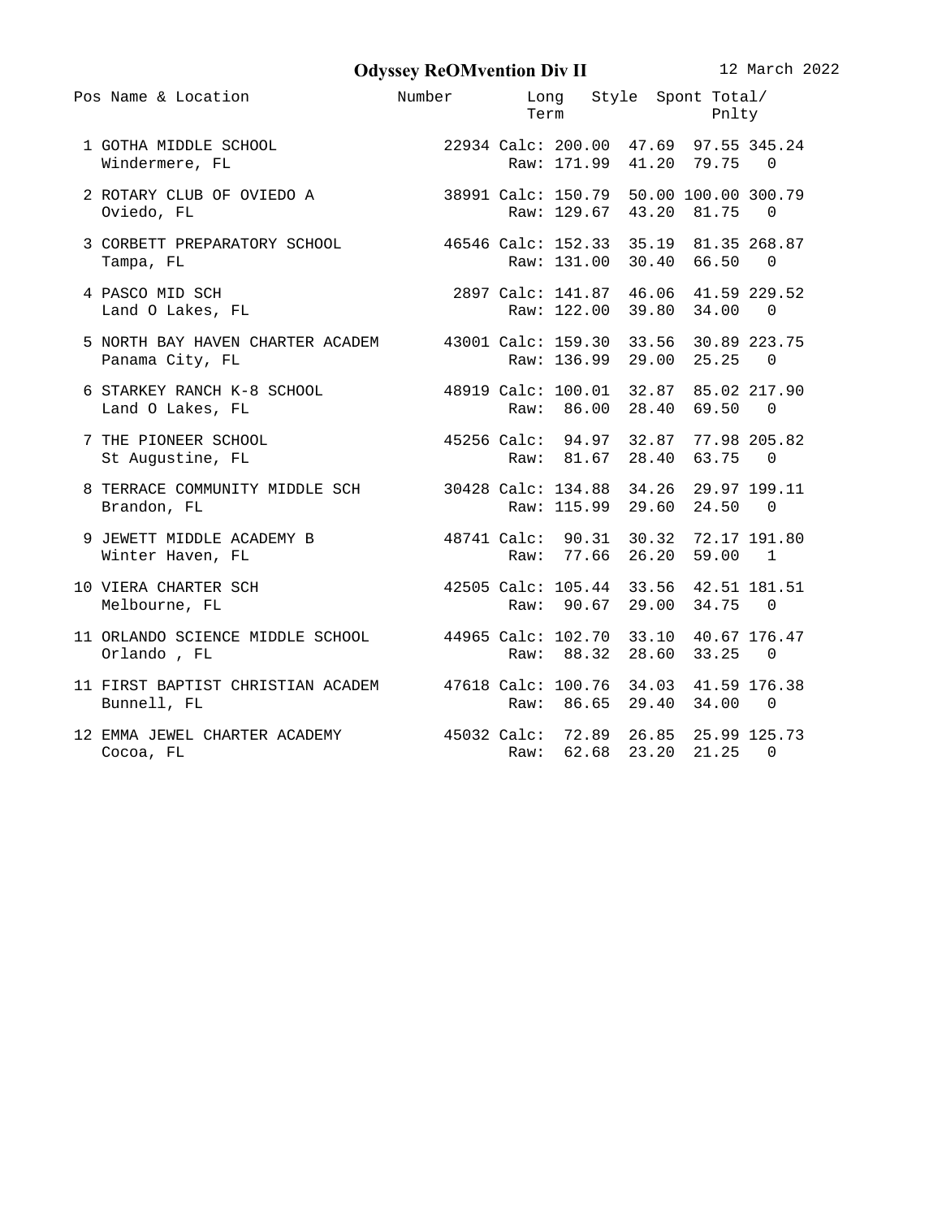# Odyssey ReOMvention Div II

12 March 2022

| Pos | Name & Location | Number | | Long Term | Style | Spont | Total/ Pnlty |
|---|---|---|---|---|---|---|---|
| 1 | GOTHA MIDDLE SCHOOL | 22934 | Calc: | 200.00 | 47.69 | 97.55 | 345.24 |
| | Windermere, FL | | Raw: | 171.99 | 41.20 | 79.75 | 0 |
| 2 | ROTARY CLUB OF OVIEDO A | 38991 | Calc: | 150.79 | 50.00 | 100.00 | 300.79 |
| | Oviedo, FL | | Raw: | 129.67 | 43.20 | 81.75 | 0 |
| 3 | CORBETT PREPARATORY SCHOOL | 46546 | Calc: | 152.33 | 35.19 | 81.35 | 268.87 |
| | Tampa, FL | | Raw: | 131.00 | 30.40 | 66.50 | 0 |
| 4 | PASCO MID SCH | 2897 | Calc: | 141.87 | 46.06 | 41.59 | 229.52 |
| | Land O Lakes, FL | | Raw: | 122.00 | 39.80 | 34.00 | 0 |
| 5 | NORTH BAY HAVEN CHARTER ACADEM | 43001 | Calc: | 159.30 | 33.56 | 30.89 | 223.75 |
| | Panama City, FL | | Raw: | 136.99 | 29.00 | 25.25 | 0 |
| 6 | STARKEY RANCH K-8 SCHOOL | 48919 | Calc: | 100.01 | 32.87 | 85.02 | 217.90 |
| | Land O Lakes, FL | | Raw: | 86.00 | 28.40 | 69.50 | 0 |
| 7 | THE PIONEER SCHOOL | 45256 | Calc: | 94.97 | 32.87 | 77.98 | 205.82 |
| | St Augustine, FL | | Raw: | 81.67 | 28.40 | 63.75 | 0 |
| 8 | TERRACE COMMUNITY MIDDLE SCH | 30428 | Calc: | 134.88 | 34.26 | 29.97 | 199.11 |
| | Brandon, FL | | Raw: | 115.99 | 29.60 | 24.50 | 0 |
| 9 | JEWETT MIDDLE ACADEMY B | 48741 | Calc: | 90.31 | 30.32 | 72.17 | 191.80 |
| | Winter Haven, FL | | Raw: | 77.66 | 26.20 | 59.00 | 1 |
| 10 | VIERA CHARTER SCH | 42505 | Calc: | 105.44 | 33.56 | 42.51 | 181.51 |
| | Melbourne, FL | | Raw: | 90.67 | 29.00 | 34.75 | 0 |
| 11 | ORLANDO SCIENCE MIDDLE SCHOOL | 44965 | Calc: | 102.70 | 33.10 | 40.67 | 176.47 |
| | Orlando , FL | | Raw: | 88.32 | 28.60 | 33.25 | 0 |
| 11 | FIRST BAPTIST CHRISTIAN ACADEM | 47618 | Calc: | 100.76 | 34.03 | 41.59 | 176.38 |
| | Bunnell, FL | | Raw: | 86.65 | 29.40 | 34.00 | 0 |
| 12 | EMMA JEWEL CHARTER ACADEMY | 45032 | Calc: | 72.89 | 26.85 | 25.99 | 125.73 |
| | Cocoa, FL | | Raw: | 62.68 | 23.20 | 21.25 | 0 |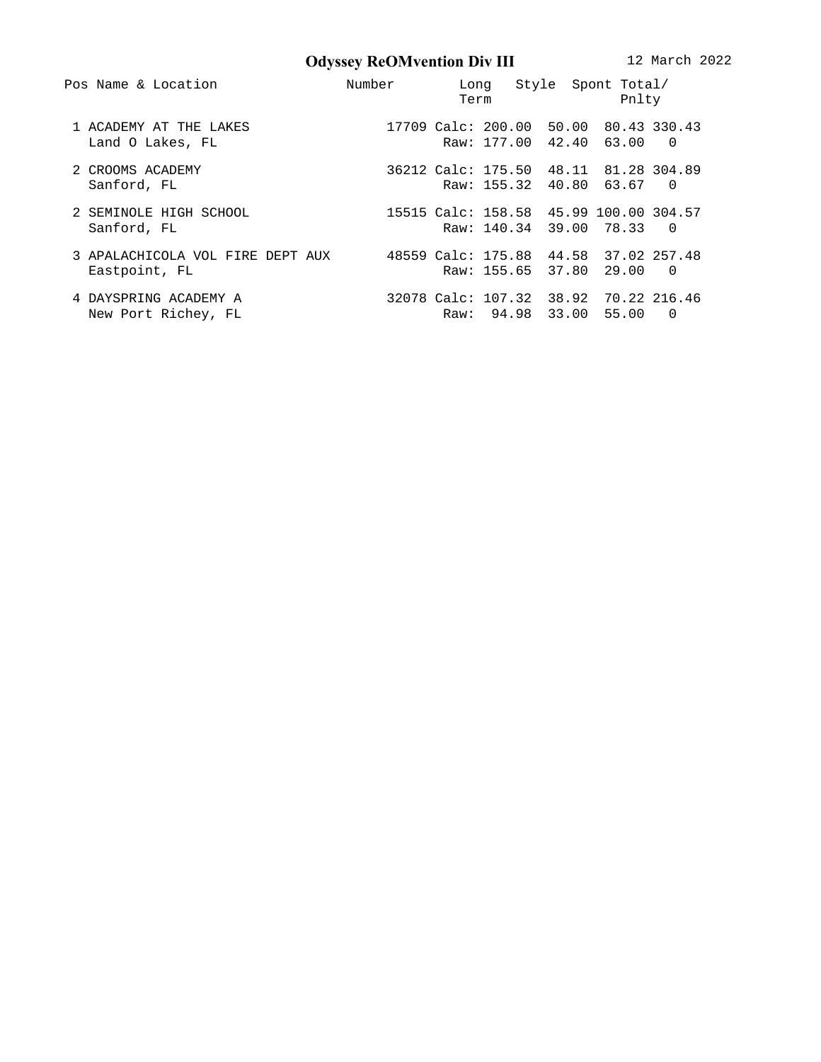**Odyssey ReOMvention Div III** 12 March 2022

| Pos | Name & Location | Number | | Long Term | Style | Spont | Total/ Pnlty |
|---|---|---|---|---|---|---|---|
| 1 | ACADEMY AT THE LAKES<br>Land O Lakes, FL | 17709 | Calc:<br>Raw: | 200.00<br>177.00 | 50.00<br>42.40 | 80.43<br>63.00 | 330.43<br>0 |
| 2 | CROOMS ACADEMY<br>Sanford, FL | 36212 | Calc:<br>Raw: | 175.50<br>155.32 | 48.11<br>40.80 | 81.28<br>63.67 | 304.89<br>0 |
| 2 | SEMINOLE HIGH SCHOOL<br>Sanford, FL | 15515 | Calc:<br>Raw: | 158.58<br>140.34 | 45.99<br>39.00 | 100.00<br>78.33 | 304.57<br>0 |
| 3 | APALACHICOLA VOL FIRE DEPT AUX<br>Eastpoint, FL | 48559 | Calc:<br>Raw: | 175.88<br>155.65 | 44.58<br>37.80 | 37.02<br>29.00 | 257.48<br>0 |
| 4 | DAYSPRING ACADEMY A<br>New Port Richey, FL | 32078 | Calc:<br>Raw: | 107.32<br>94.98 | 38.92<br>33.00 | 70.22<br>55.00 | 216.46<br>0 |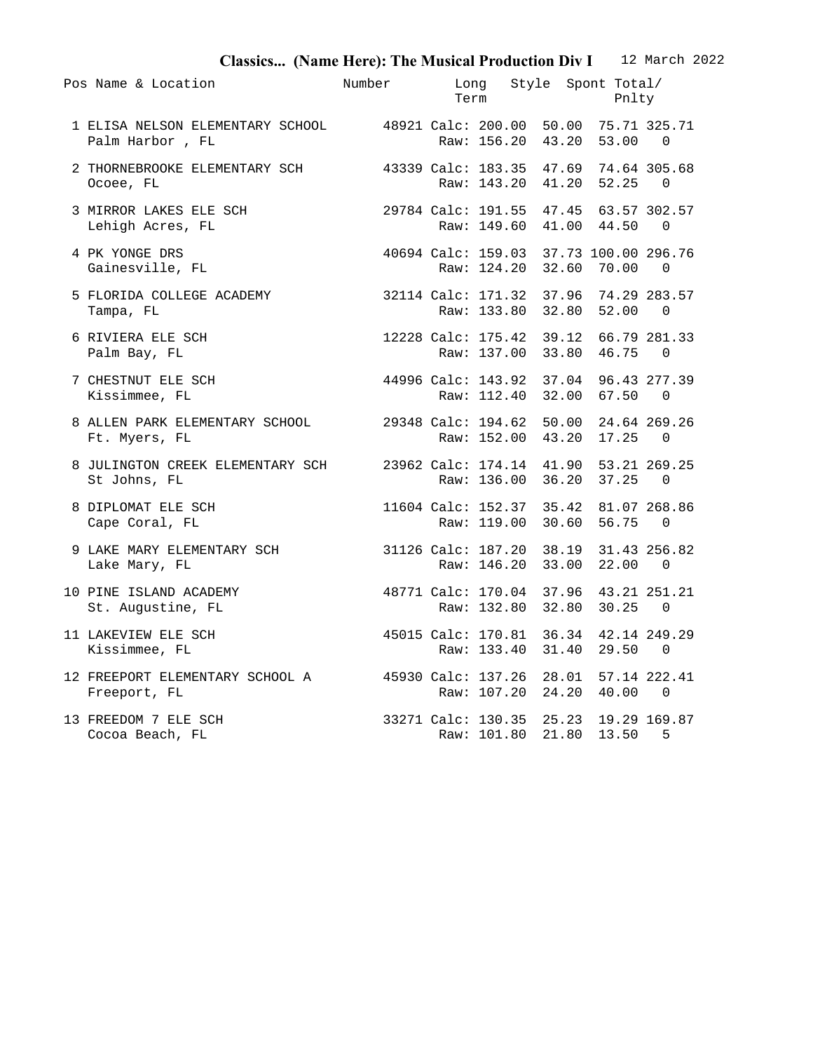# Classics... (Name Here): The Musical Production Div I

12 March 2022

| Pos | Name & Location | Number | | Long Term | Style | Spont | Total/ Pnlty |
|---|---|---|---|---|---|---|---|
| 1 | ELISA NELSON ELEMENTARY SCHOOL | 48921 | Calc: | 200.00 | 50.00 | 75.71 | 325.71 |
| | Palm Harbor , FL | | Raw: | 156.20 | 43.20 | 53.00 | 0 |
| 2 | THORNEBROOKE ELEMENTARY SCH | 43339 | Calc: | 183.35 | 47.69 | 74.64 | 305.68 |
| | Ocoee, FL | | Raw: | 143.20 | 41.20 | 52.25 | 0 |
| 3 | MIRROR LAKES ELE SCH | 29784 | Calc: | 191.55 | 47.45 | 63.57 | 302.57 |
| | Lehigh Acres, FL | | Raw: | 149.60 | 41.00 | 44.50 | 0 |
| 4 | PK YONGE DRS | 40694 | Calc: | 159.03 | 37.73 | 100.00 | 296.76 |
| | Gainesville, FL | | Raw: | 124.20 | 32.60 | 70.00 | 0 |
| 5 | FLORIDA COLLEGE ACADEMY | 32114 | Calc: | 171.32 | 37.96 | 74.29 | 283.57 |
| | Tampa, FL | | Raw: | 133.80 | 32.80 | 52.00 | 0 |
| 6 | RIVIERA ELE SCH | 12228 | Calc: | 175.42 | 39.12 | 66.79 | 281.33 |
| | Palm Bay, FL | | Raw: | 137.00 | 33.80 | 46.75 | 0 |
| 7 | CHESTNUT ELE SCH | 44996 | Calc: | 143.92 | 37.04 | 96.43 | 277.39 |
| | Kissimmee, FL | | Raw: | 112.40 | 32.00 | 67.50 | 0 |
| 8 | ALLEN PARK ELEMENTARY SCHOOL | 29348 | Calc: | 194.62 | 50.00 | 24.64 | 269.26 |
| | Ft. Myers, FL | | Raw: | 152.00 | 43.20 | 17.25 | 0 |
| 8 | JULINGTON CREEK ELEMENTARY SCH | 23962 | Calc: | 174.14 | 41.90 | 53.21 | 269.25 |
| | St Johns, FL | | Raw: | 136.00 | 36.20 | 37.25 | 0 |
| 8 | DIPLOMAT ELE SCH | 11604 | Calc: | 152.37 | 35.42 | 81.07 | 268.86 |
| | Cape Coral, FL | | Raw: | 119.00 | 30.60 | 56.75 | 0 |
| 9 | LAKE MARY ELEMENTARY SCH | 31126 | Calc: | 187.20 | 38.19 | 31.43 | 256.82 |
| | Lake Mary, FL | | Raw: | 146.20 | 33.00 | 22.00 | 0 |
| 10 | PINE ISLAND ACADEMY | 48771 | Calc: | 170.04 | 37.96 | 43.21 | 251.21 |
| | St. Augustine, FL | | Raw: | 132.80 | 32.80 | 30.25 | 0 |
| 11 | LAKEVIEW ELE SCH | 45015 | Calc: | 170.81 | 36.34 | 42.14 | 249.29 |
| | Kissimmee, FL | | Raw: | 133.40 | 31.40 | 29.50 | 0 |
| 12 | FREEPORT ELEMENTARY SCHOOL A | 45930 | Calc: | 137.26 | 28.01 | 57.14 | 222.41 |
| | Freeport, FL | | Raw: | 107.20 | 24.20 | 40.00 | 0 |
| 13 | FREEDOM 7 ELE SCH | 33271 | Calc: | 130.35 | 25.23 | 19.29 | 169.87 |
| | Cocoa Beach, FL | | Raw: | 101.80 | 21.80 | 13.50 | 5 |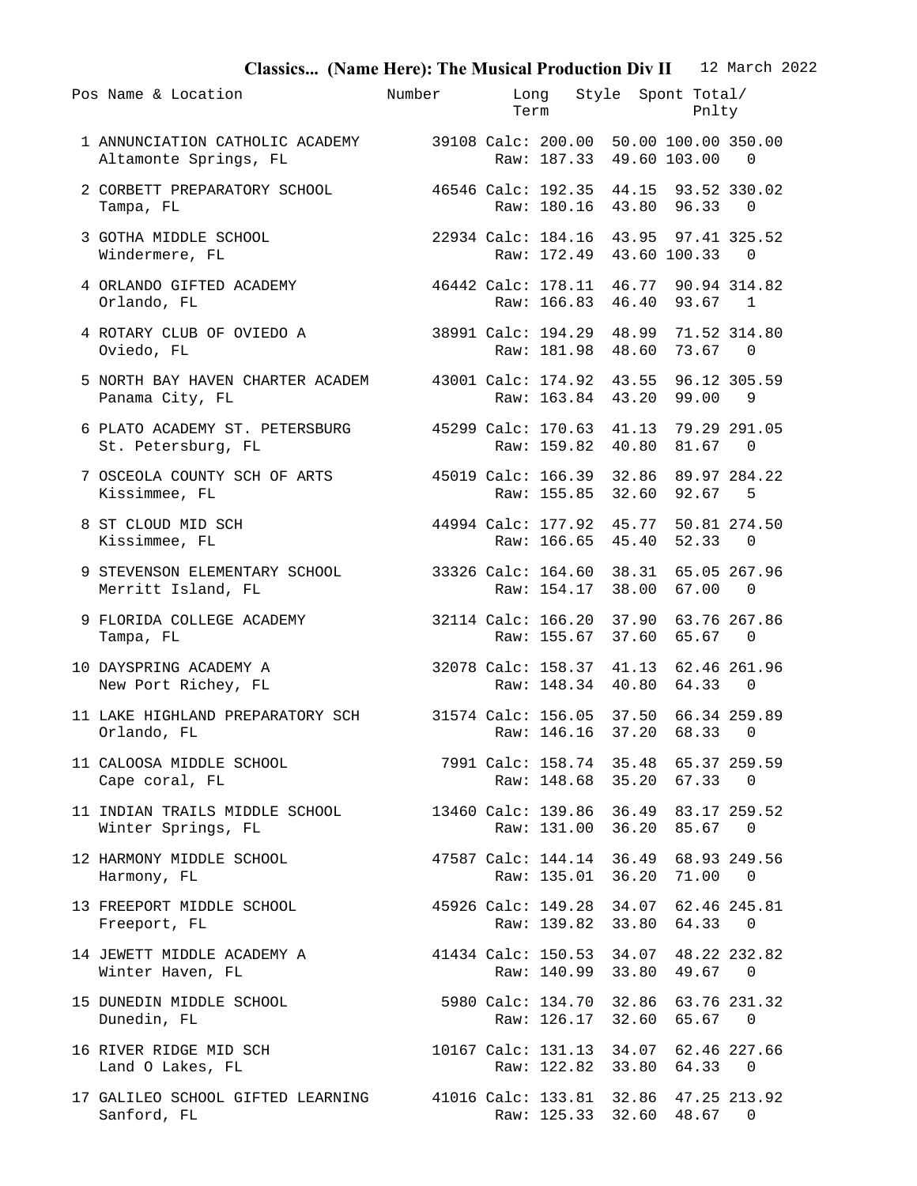**Classics... (Name Here): The Musical Production Div II** 12 March 2022

| Pos | Name & Location | Number | | Long Term | Style | Spont | Total/ Pnlty |
|---|---|---|---|---|---|---|---|
| 1 | ANNUNCIATION CATHOLIC ACADEMY | 39108 | Calc: | 200.00 | 50.00 | 100.00 | 350.00 |
| | Altamonte Springs, FL | | Raw: | 187.33 | 49.60 | 103.00 | 0 |
| 2 | CORBETT PREPARATORY SCHOOL | 46546 | Calc: | 192.35 | 44.15 | 93.52 | 330.02 |
| | Tampa, FL | | Raw: | 180.16 | 43.80 | 96.33 | 0 |
| 3 | GOTHA MIDDLE SCHOOL | 22934 | Calc: | 184.16 | 43.95 | 97.41 | 325.52 |
| | Windermere, FL | | Raw: | 172.49 | 43.60 | 100.33 | 0 |
| 4 | ORLANDO GIFTED ACADEMY | 46442 | Calc: | 178.11 | 46.77 | 90.94 | 314.82 |
| | Orlando, FL | | Raw: | 166.83 | 46.40 | 93.67 | 1 |
| 4 | ROTARY CLUB OF OVIEDO A | 38991 | Calc: | 194.29 | 48.99 | 71.52 | 314.80 |
| | Oviedo, FL | | Raw: | 181.98 | 48.60 | 73.67 | 0 |
| 5 | NORTH BAY HAVEN CHARTER ACADEM | 43001 | Calc: | 174.92 | 43.55 | 96.12 | 305.59 |
| | Panama City, FL | | Raw: | 163.84 | 43.20 | 99.00 | 9 |
| 6 | PLATO ACADEMY ST. PETERSBURG | 45299 | Calc: | 170.63 | 41.13 | 79.29 | 291.05 |
| | St. Petersburg, FL | | Raw: | 159.82 | 40.80 | 81.67 | 0 |
| 7 | OSCEOLA COUNTY SCH OF ARTS | 45019 | Calc: | 166.39 | 32.86 | 89.97 | 284.22 |
| | Kissimmee, FL | | Raw: | 155.85 | 32.60 | 92.67 | 5 |
| 8 | ST CLOUD MID SCH | 44994 | Calc: | 177.92 | 45.77 | 50.81 | 274.50 |
| | Kissimmee, FL | | Raw: | 166.65 | 45.40 | 52.33 | 0 |
| 9 | STEVENSON ELEMENTARY SCHOOL | 33326 | Calc: | 164.60 | 38.31 | 65.05 | 267.96 |
| | Merritt Island, FL | | Raw: | 154.17 | 38.00 | 67.00 | 0 |
| 9 | FLORIDA COLLEGE ACADEMY | 32114 | Calc: | 166.20 | 37.90 | 63.76 | 267.86 |
| | Tampa, FL | | Raw: | 155.67 | 37.60 | 65.67 | 0 |
| 10 | DAYSPRING ACADEMY A | 32078 | Calc: | 158.37 | 41.13 | 62.46 | 261.96 |
| | New Port Richey, FL | | Raw: | 148.34 | 40.80 | 64.33 | 0 |
| 11 | LAKE HIGHLAND PREPARATORY SCH | 31574 | Calc: | 156.05 | 37.50 | 66.34 | 259.89 |
| | Orlando, FL | | Raw: | 146.16 | 37.20 | 68.33 | 0 |
| 11 | CALOOSA MIDDLE SCHOOL | 7991 | Calc: | 158.74 | 35.48 | 65.37 | 259.59 |
| | Cape coral, FL | | Raw: | 148.68 | 35.20 | 67.33 | 0 |
| 11 | INDIAN TRAILS MIDDLE SCHOOL | 13460 | Calc: | 139.86 | 36.49 | 83.17 | 259.52 |
| | Winter Springs, FL | | Raw: | 131.00 | 36.20 | 85.67 | 0 |
| 12 | HARMONY MIDDLE SCHOOL | 47587 | Calc: | 144.14 | 36.49 | 68.93 | 249.56 |
| | Harmony, FL | | Raw: | 135.01 | 36.20 | 71.00 | 0 |
| 13 | FREEPORT MIDDLE SCHOOL | 45926 | Calc: | 149.28 | 34.07 | 62.46 | 245.81 |
| | Freeport, FL | | Raw: | 139.82 | 33.80 | 64.33 | 0 |
| 14 | JEWETT MIDDLE ACADEMY A | 41434 | Calc: | 150.53 | 34.07 | 48.22 | 232.82 |
| | Winter Haven, FL | | Raw: | 140.99 | 33.80 | 49.67 | 0 |
| 15 | DUNEDIN MIDDLE SCHOOL | 5980 | Calc: | 134.70 | 32.86 | 63.76 | 231.32 |
| | Dunedin, FL | | Raw: | 126.17 | 32.60 | 65.67 | 0 |
| 16 | RIVER RIDGE MID SCH | 10167 | Calc: | 131.13 | 34.07 | 62.46 | 227.66 |
| | Land O Lakes, FL | | Raw: | 122.82 | 33.80 | 64.33 | 0 |
| 17 | GALILEO SCHOOL GIFTED LEARNING | 41016 | Calc: | 133.81 | 32.86 | 47.25 | 213.92 |
| | Sanford, FL | | Raw: | 125.33 | 32.60 | 48.67 | 0 |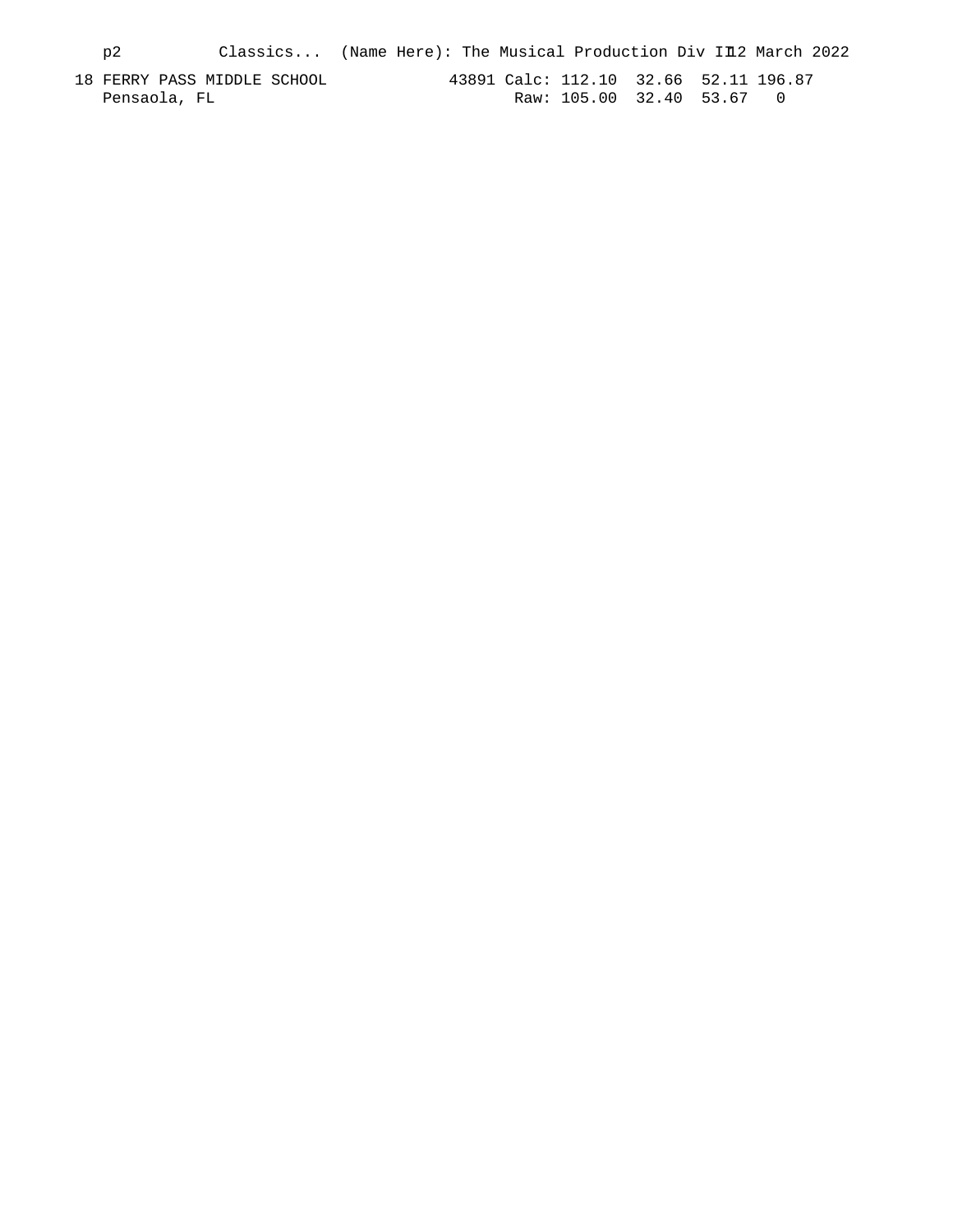p2 Classics... (Name Here): The Musical Production Div III 12 March 2022

```
18 FERRY PASS MIDDLE SCHOOL           43891 Calc: 112.10  32.66  52.11 196.87
   Pensaola, FL                              Raw: 105.00  32.40  53.67   0
```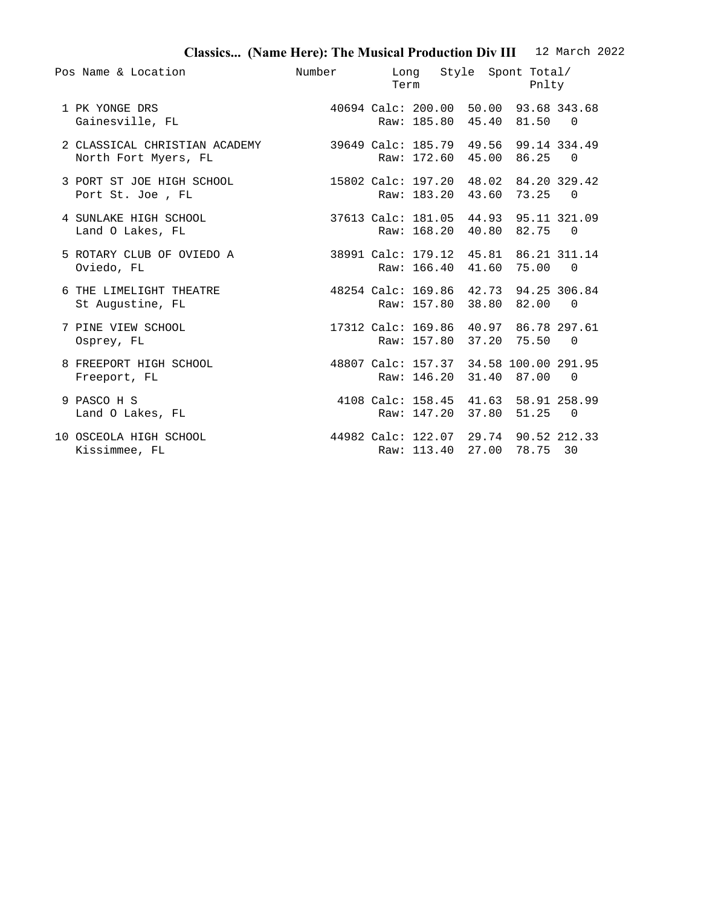**Classics... (Name Here): The Musical Production Div III** 12 March 2022

| Pos | Name & Location | Number | | Long Term | Style | Spont | Total/ Pnlty |
|---|---|---|---|---|---|---|---|
| 1 | PK YONGE DRS | 40694 | Calc: | 200.00 | 50.00 | 93.68 | 343.68 |
| | Gainesville, FL | | Raw: | 185.80 | 45.40 | 81.50 | 0 |
| 2 | CLASSICAL CHRISTIAN ACADEMY | 39649 | Calc: | 185.79 | 49.56 | 99.14 | 334.49 |
| | North Fort Myers, FL | | Raw: | 172.60 | 45.00 | 86.25 | 0 |
| 3 | PORT ST JOE HIGH SCHOOL | 15802 | Calc: | 197.20 | 48.02 | 84.20 | 329.42 |
| | Port St. Joe , FL | | Raw: | 183.20 | 43.60 | 73.25 | 0 |
| 4 | SUNLAKE HIGH SCHOOL | 37613 | Calc: | 181.05 | 44.93 | 95.11 | 321.09 |
| | Land O Lakes, FL | | Raw: | 168.20 | 40.80 | 82.75 | 0 |
| 5 | ROTARY CLUB OF OVIEDO A | 38991 | Calc: | 179.12 | 45.81 | 86.21 | 311.14 |
| | Oviedo, FL | | Raw: | 166.40 | 41.60 | 75.00 | 0 |
| 6 | THE LIMELIGHT THEATRE | 48254 | Calc: | 169.86 | 42.73 | 94.25 | 306.84 |
| | St Augustine, FL | | Raw: | 157.80 | 38.80 | 82.00 | 0 |
| 7 | PINE VIEW SCHOOL | 17312 | Calc: | 169.86 | 40.97 | 86.78 | 297.61 |
| | Osprey, FL | | Raw: | 157.80 | 37.20 | 75.50 | 0 |
| 8 | FREEPORT HIGH SCHOOL | 48807 | Calc: | 157.37 | 34.58 | 100.00 | 291.95 |
| | Freeport, FL | | Raw: | 146.20 | 31.40 | 87.00 | 0 |
| 9 | PASCO H S | 4108 | Calc: | 158.45 | 41.63 | 58.91 | 258.99 |
| | Land O Lakes, FL | | Raw: | 147.20 | 37.80 | 51.25 | 0 |
| 10 | OSCEOLA HIGH SCHOOL | 44982 | Calc: | 122.07 | 29.74 | 90.52 | 212.33 |
| | Kissimmee, FL | | Raw: | 113.40 | 27.00 | 78.75 | 30 |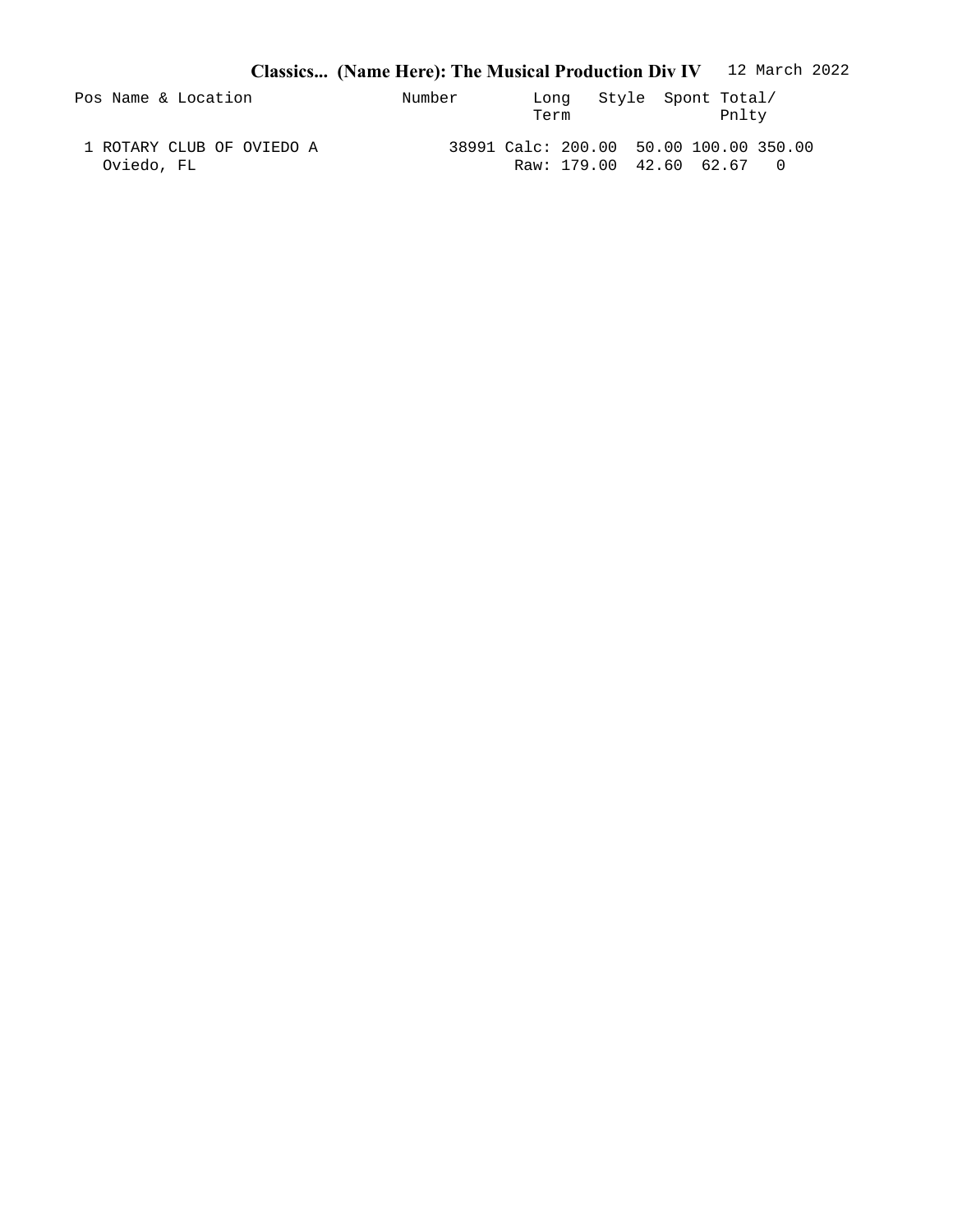**Classics... (Name Here): The Musical Production Div IV** 12 March 2022

| Pos | Name & Location | Number | | Long Term | Style | Spont | Total/ Pnlty |
|---|---|---|---|---|---|---|---|
| 1 | ROTARY CLUB OF OVIEDO A | 38991 | Calc: | 200.00 | 50.00 | 100.00 | 350.00 |
| | Oviedo, FL | | Raw: | 179.00 | 42.60 | 62.67 | 0 |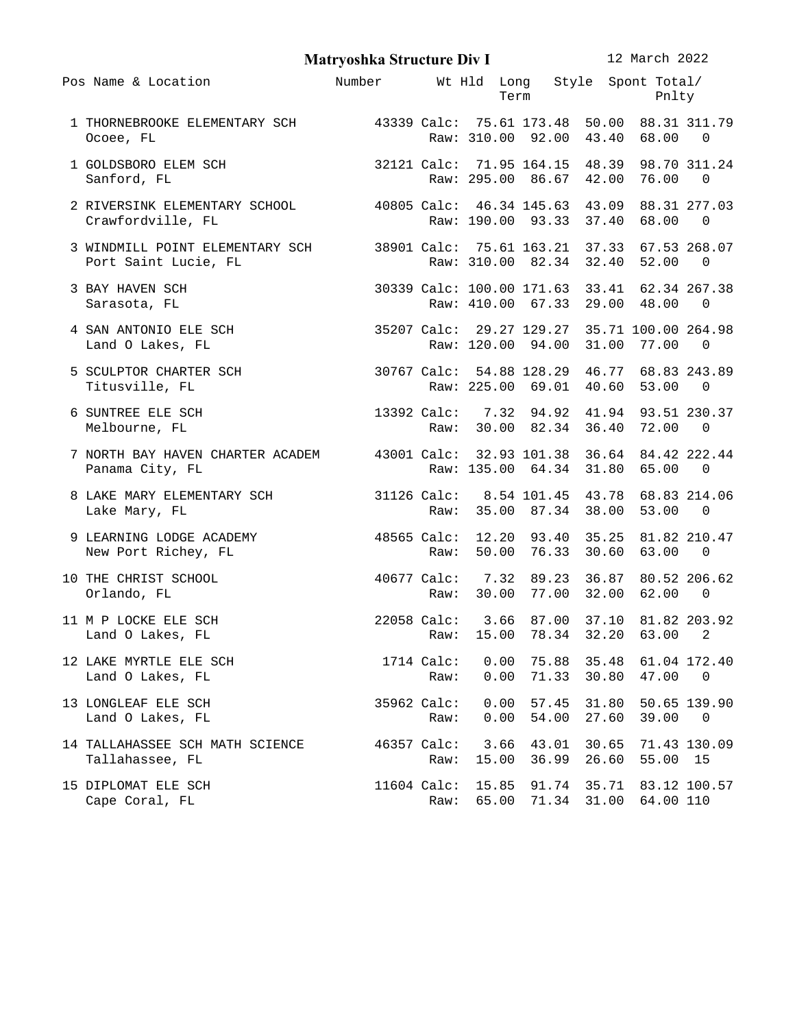# Matryoshka Structure Div I

12 March 2022

| Pos | Name & Location | Number | | Wt Hld | Long Term | Style | Spont | Total/ Pnlty |
|---|---|---|---|---|---|---|---|---|
| 1 | THORNEBROOKE ELEMENTARY SCH | 43339 | Calc: | 75.61 | 173.48 | 50.00 | 88.31 | 311.79 |
| | Ocoee, FL | | Raw: | 310.00 | 92.00 | 43.40 | 68.00 | 0 |
| 1 | GOLDSBORO ELEM SCH | 32121 | Calc: | 71.95 | 164.15 | 48.39 | 98.70 | 311.24 |
| | Sanford, FL | | Raw: | 295.00 | 86.67 | 42.00 | 76.00 | 0 |
| 2 | RIVERSINK ELEMENTARY SCHOOL | 40805 | Calc: | 46.34 | 145.63 | 43.09 | 88.31 | 277.03 |
| | Crawfordville, FL | | Raw: | 190.00 | 93.33 | 37.40 | 68.00 | 0 |
| 3 | WINDMILL POINT ELEMENTARY SCH | 38901 | Calc: | 75.61 | 163.21 | 37.33 | 67.53 | 268.07 |
| | Port Saint Lucie, FL | | Raw: | 310.00 | 82.34 | 32.40 | 52.00 | 0 |
| 3 | BAY HAVEN SCH | 30339 | Calc: | 100.00 | 171.63 | 33.41 | 62.34 | 267.38 |
| | Sarasota, FL | | Raw: | 410.00 | 67.33 | 29.00 | 48.00 | 0 |
| 4 | SAN ANTONIO ELE SCH | 35207 | Calc: | 29.27 | 129.27 | 35.71 | 100.00 | 264.98 |
| | Land O Lakes, FL | | Raw: | 120.00 | 94.00 | 31.00 | 77.00 | 0 |
| 5 | SCULPTOR CHARTER SCH | 30767 | Calc: | 54.88 | 128.29 | 46.77 | 68.83 | 243.89 |
| | Titusville, FL | | Raw: | 225.00 | 69.01 | 40.60 | 53.00 | 0 |
| 6 | SUNTREE ELE SCH | 13392 | Calc: | 7.32 | 94.92 | 41.94 | 93.51 | 230.37 |
| | Melbourne, FL | | Raw: | 30.00 | 82.34 | 36.40 | 72.00 | 0 |
| 7 | NORTH BAY HAVEN CHARTER ACADEM | 43001 | Calc: | 32.93 | 101.38 | 36.64 | 84.42 | 222.44 |
| | Panama City, FL | | Raw: | 135.00 | 64.34 | 31.80 | 65.00 | 0 |
| 8 | LAKE MARY ELEMENTARY SCH | 31126 | Calc: | 8.54 | 101.45 | 43.78 | 68.83 | 214.06 |
| | Lake Mary, FL | | Raw: | 35.00 | 87.34 | 38.00 | 53.00 | 0 |
| 9 | LEARNING LODGE ACADEMY | 48565 | Calc: | 12.20 | 93.40 | 35.25 | 81.82 | 210.47 |
| | New Port Richey, FL | | Raw: | 50.00 | 76.33 | 30.60 | 63.00 | 0 |
| 10 | THE CHRIST SCHOOL | 40677 | Calc: | 7.32 | 89.23 | 36.87 | 80.52 | 206.62 |
| | Orlando, FL | | Raw: | 30.00 | 77.00 | 32.00 | 62.00 | 0 |
| 11 | M P LOCKE ELE SCH | 22058 | Calc: | 3.66 | 87.00 | 37.10 | 81.82 | 203.92 |
| | Land O Lakes, FL | | Raw: | 15.00 | 78.34 | 32.20 | 63.00 | 2 |
| 12 | LAKE MYRTLE ELE SCH | 1714 | Calc: | 0.00 | 75.88 | 35.48 | 61.04 | 172.40 |
| | Land O Lakes, FL | | Raw: | 0.00 | 71.33 | 30.80 | 47.00 | 0 |
| 13 | LONGLEAF ELE SCH | 35962 | Calc: | 0.00 | 57.45 | 31.80 | 50.65 | 139.90 |
| | Land O Lakes, FL | | Raw: | 0.00 | 54.00 | 27.60 | 39.00 | 0 |
| 14 | TALLAHASSEE SCH MATH SCIENCE | 46357 | Calc: | 3.66 | 43.01 | 30.65 | 71.43 | 130.09 |
| | Tallahassee, FL | | Raw: | 15.00 | 36.99 | 26.60 | 55.00 | 15 |
| 15 | DIPLOMAT ELE SCH | 11604 | Calc: | 15.85 | 91.74 | 35.71 | 83.12 | 100.57 |
| | Cape Coral, FL | | Raw: | 65.00 | 71.34 | 31.00 | 64.00 | 110 |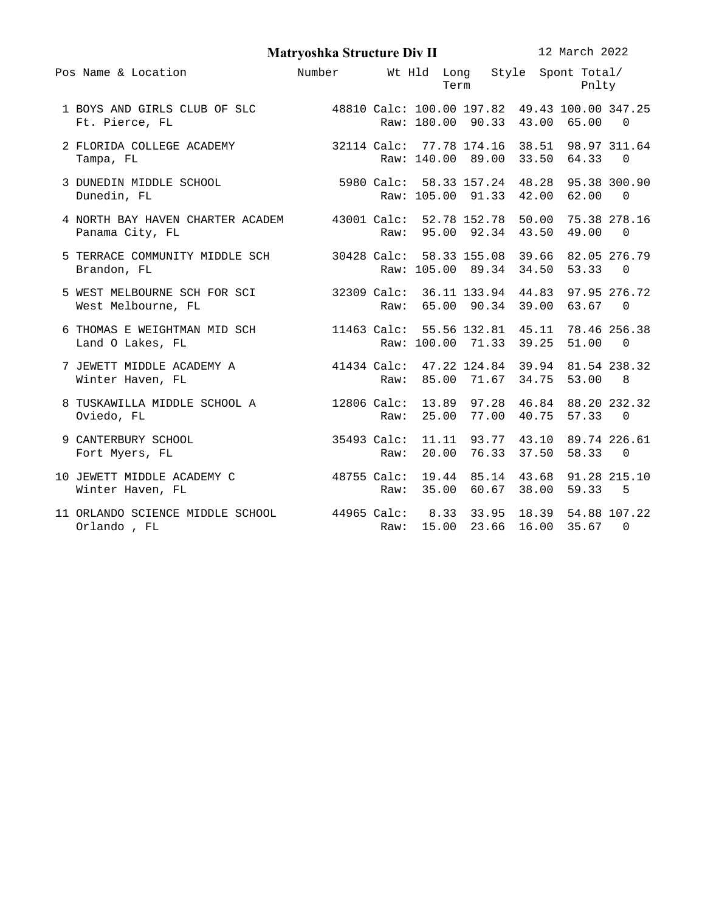## Matryoshka Structure Div II

12 March 2022

| Pos | Name & Location | Number | | Wt Hld | Long Term | Style | Spont | Total/ Pnlty |
|---|---|---|---|---|---|---|---|---|
| 1 | BOYS AND GIRLS CLUB OF SLC | 48810 | Calc: | 100.00 | 197.82 | 49.43 | 100.00 | 347.25 |
| | Ft. Pierce, FL | | Raw: | 180.00 | 90.33 | 43.00 | 65.00 | 0 |
| 2 | FLORIDA COLLEGE ACADEMY | 32114 | Calc: | 77.78 | 174.16 | 38.51 | 98.97 | 311.64 |
| | Tampa, FL | | Raw: | 140.00 | 89.00 | 33.50 | 64.33 | 0 |
| 3 | DUNEDIN MIDDLE SCHOOL | 5980 | Calc: | 58.33 | 157.24 | 48.28 | 95.38 | 300.90 |
| | Dunedin, FL | | Raw: | 105.00 | 91.33 | 42.00 | 62.00 | 0 |
| 4 | NORTH BAY HAVEN CHARTER ACADEM | 43001 | Calc: | 52.78 | 152.78 | 50.00 | 75.38 | 278.16 |
| | Panama City, FL | | Raw: | 95.00 | 92.34 | 43.50 | 49.00 | 0 |
| 5 | TERRACE COMMUNITY MIDDLE SCH | 30428 | Calc: | 58.33 | 155.08 | 39.66 | 82.05 | 276.79 |
| | Brandon, FL | | Raw: | 105.00 | 89.34 | 34.50 | 53.33 | 0 |
| 5 | WEST MELBOURNE SCH FOR SCI | 32309 | Calc: | 36.11 | 133.94 | 44.83 | 97.95 | 276.72 |
| | West Melbourne, FL | | Raw: | 65.00 | 90.34 | 39.00 | 63.67 | 0 |
| 6 | THOMAS E WEIGHTMAN MID SCH | 11463 | Calc: | 55.56 | 132.81 | 45.11 | 78.46 | 256.38 |
| | Land O Lakes, FL | | Raw: | 100.00 | 71.33 | 39.25 | 51.00 | 0 |
| 7 | JEWETT MIDDLE ACADEMY A | 41434 | Calc: | 47.22 | 124.84 | 39.94 | 81.54 | 238.32 |
| | Winter Haven, FL | | Raw: | 85.00 | 71.67 | 34.75 | 53.00 | 8 |
| 8 | TUSKAWILLA MIDDLE SCHOOL A | 12806 | Calc: | 13.89 | 97.28 | 46.84 | 88.20 | 232.32 |
| | Oviedo, FL | | Raw: | 25.00 | 77.00 | 40.75 | 57.33 | 0 |
| 9 | CANTERBURY SCHOOL | 35493 | Calc: | 11.11 | 93.77 | 43.10 | 89.74 | 226.61 |
| | Fort Myers, FL | | Raw: | 20.00 | 76.33 | 37.50 | 58.33 | 0 |
| 10 | JEWETT MIDDLE ACADEMY C | 48755 | Calc: | 19.44 | 85.14 | 43.68 | 91.28 | 215.10 |
| | Winter Haven, FL | | Raw: | 35.00 | 60.67 | 38.00 | 59.33 | 5 |
| 11 | ORLANDO SCIENCE MIDDLE SCHOOL | 44965 | Calc: | 8.33 | 33.95 | 18.39 | 54.88 | 107.22 |
| | Orlando , FL | | Raw: | 15.00 | 23.66 | 16.00 | 35.67 | 0 |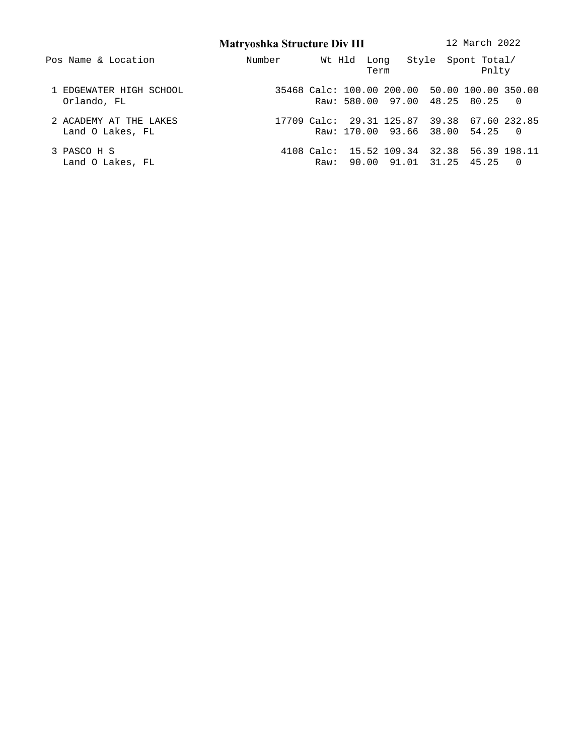## Matryoshka Structure Div III

12 March 2022

| Pos | Name & Location | Number | | Wt Hld | Long Term | Style | Spont | Total/ Pnlty |
|---|---|---|---|---|---|---|---|---|
| 1 | EDGEWATER HIGH SCHOOL | 35468 | Calc: | 100.00 | 200.00 | 50.00 | 100.00 | 350.00 |
| | Orlando, FL | | Raw: | 580.00 | 97.00 | 48.25 | 80.25 | 0 |
| 2 | ACADEMY AT THE LAKES | 17709 | Calc: | 29.31 | 125.87 | 39.38 | 67.60 | 232.85 |
| | Land O Lakes, FL | | Raw: | 170.00 | 93.66 | 38.00 | 54.25 | 0 |
| 3 | PASCO H S | 4108 | Calc: | 15.52 | 109.34 | 32.38 | 56.39 | 198.11 |
| | Land O Lakes, FL | | Raw: | 90.00 | 91.01 | 31.25 | 45.25 | 0 |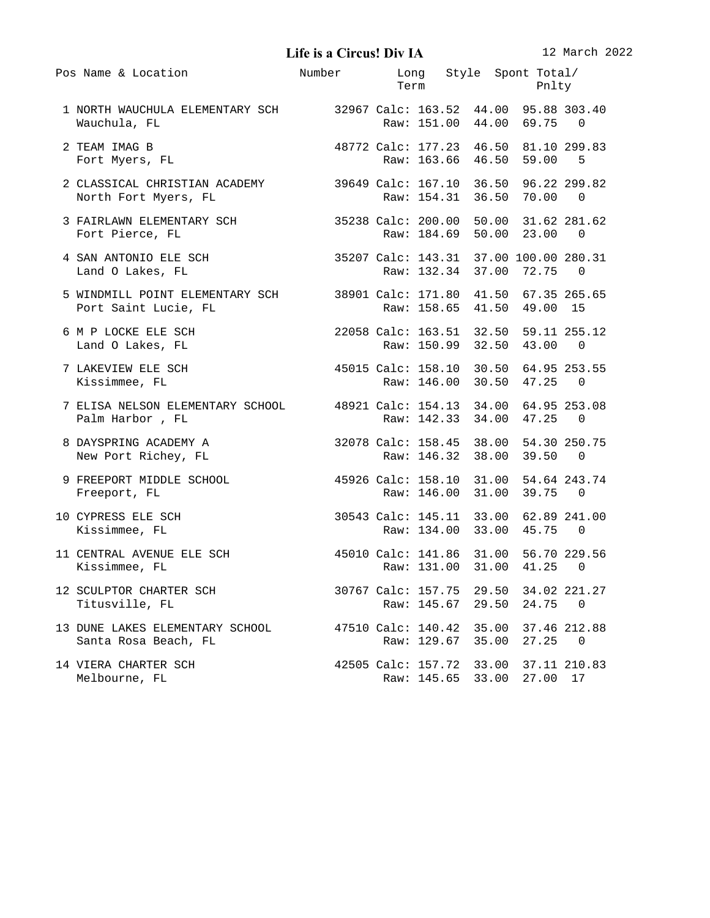# Life is a Circus! Div IA

12 March 2022

| Pos | Name & Location | Number | | Long Term | Style | Spont | Total/ Pnlty |
|---|---|---|---|---|---|---|---|
| 1 | NORTH WAUCHULA ELEMENTARY SCH | 32967 | Calc: | 163.52 | 44.00 | 95.88 | 303.40 |
| | Wauchula, FL | | Raw: | 151.00 | 44.00 | 69.75 | 0 |
| 2 | TEAM IMAG B | 48772 | Calc: | 177.23 | 46.50 | 81.10 | 299.83 |
| | Fort Myers, FL | | Raw: | 163.66 | 46.50 | 59.00 | 5 |
| 2 | CLASSICAL CHRISTIAN ACADEMY | 39649 | Calc: | 167.10 | 36.50 | 96.22 | 299.82 |
| | North Fort Myers, FL | | Raw: | 154.31 | 36.50 | 70.00 | 0 |
| 3 | FAIRLAWN ELEMENTARY SCH | 35238 | Calc: | 200.00 | 50.00 | 31.62 | 281.62 |
| | Fort Pierce, FL | | Raw: | 184.69 | 50.00 | 23.00 | 0 |
| 4 | SAN ANTONIO ELE SCH | 35207 | Calc: | 143.31 | 37.00 | 100.00 | 280.31 |
| | Land O Lakes, FL | | Raw: | 132.34 | 37.00 | 72.75 | 0 |
| 5 | WINDMILL POINT ELEMENTARY SCH | 38901 | Calc: | 171.80 | 41.50 | 67.35 | 265.65 |
| | Port Saint Lucie, FL | | Raw: | 158.65 | 41.50 | 49.00 | 15 |
| 6 | M P LOCKE ELE SCH | 22058 | Calc: | 163.51 | 32.50 | 59.11 | 255.12 |
| | Land O Lakes, FL | | Raw: | 150.99 | 32.50 | 43.00 | 0 |
| 7 | LAKEVIEW ELE SCH | 45015 | Calc: | 158.10 | 30.50 | 64.95 | 253.55 |
| | Kissimmee, FL | | Raw: | 146.00 | 30.50 | 47.25 | 0 |
| 7 | ELISA NELSON ELEMENTARY SCHOOL | 48921 | Calc: | 154.13 | 34.00 | 64.95 | 253.08 |
| | Palm Harbor , FL | | Raw: | 142.33 | 34.00 | 47.25 | 0 |
| 8 | DAYSPRING ACADEMY A | 32078 | Calc: | 158.45 | 38.00 | 54.30 | 250.75 |
| | New Port Richey, FL | | Raw: | 146.32 | 38.00 | 39.50 | 0 |
| 9 | FREEPORT MIDDLE SCHOOL | 45926 | Calc: | 158.10 | 31.00 | 54.64 | 243.74 |
| | Freeport, FL | | Raw: | 146.00 | 31.00 | 39.75 | 0 |
| 10 | CYPRESS ELE SCH | 30543 | Calc: | 145.11 | 33.00 | 62.89 | 241.00 |
| | Kissimmee, FL | | Raw: | 134.00 | 33.00 | 45.75 | 0 |
| 11 | CENTRAL AVENUE ELE SCH | 45010 | Calc: | 141.86 | 31.00 | 56.70 | 229.56 |
| | Kissimmee, FL | | Raw: | 131.00 | 31.00 | 41.25 | 0 |
| 12 | SCULPTOR CHARTER SCH | 30767 | Calc: | 157.75 | 29.50 | 34.02 | 221.27 |
| | Titusville, FL | | Raw: | 145.67 | 29.50 | 24.75 | 0 |
| 13 | DUNE LAKES ELEMENTARY SCHOOL | 47510 | Calc: | 140.42 | 35.00 | 37.46 | 212.88 |
| | Santa Rosa Beach, FL | | Raw: | 129.67 | 35.00 | 27.25 | 0 |
| 14 | VIERA CHARTER SCH | 42505 | Calc: | 157.72 | 33.00 | 37.11 | 210.83 |
| | Melbourne, FL | | Raw: | 145.65 | 33.00 | 27.00 | 17 |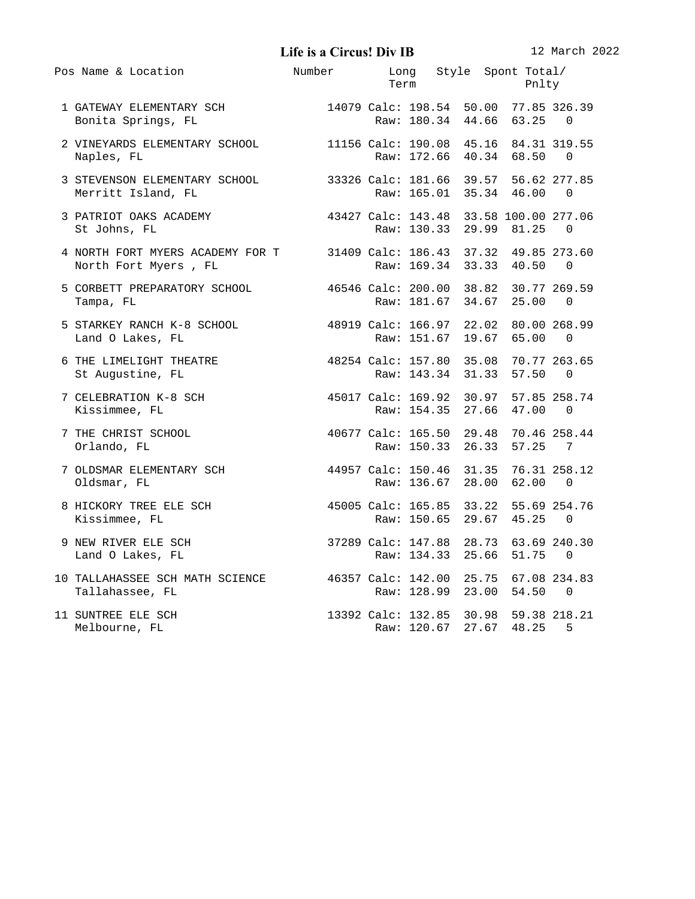# Life is a Circus! Div IB

12 March 2022

| Pos | Name & Location | Number | | Long Term | Style | Spont | Total/ Pnlty |
|---|---|---|---|---|---|---|---|
| 1 | GATEWAY ELEMENTARY SCH | 14079 | Calc: | 198.54 | 50.00 | 77.85 | 326.39 |
| | Bonita Springs, FL | | Raw: | 180.34 | 44.66 | 63.25 | 0 |
| 2 | VINEYARDS ELEMENTARY SCHOOL | 11156 | Calc: | 190.08 | 45.16 | 84.31 | 319.55 |
| | Naples, FL | | Raw: | 172.66 | 40.34 | 68.50 | 0 |
| 3 | STEVENSON ELEMENTARY SCHOOL | 33326 | Calc: | 181.66 | 39.57 | 56.62 | 277.85 |
| | Merritt Island, FL | | Raw: | 165.01 | 35.34 | 46.00 | 0 |
| 3 | PATRIOT OAKS ACADEMY | 43427 | Calc: | 143.48 | 33.58 | 100.00 | 277.06 |
| | St Johns, FL | | Raw: | 130.33 | 29.99 | 81.25 | 0 |
| 4 | NORTH FORT MYERS ACADEMY FOR T | 31409 | Calc: | 186.43 | 37.32 | 49.85 | 273.60 |
| | North Fort Myers , FL | | Raw: | 169.34 | 33.33 | 40.50 | 0 |
| 5 | CORBETT PREPARATORY SCHOOL | 46546 | Calc: | 200.00 | 38.82 | 30.77 | 269.59 |
| | Tampa, FL | | Raw: | 181.67 | 34.67 | 25.00 | 0 |
| 5 | STARKEY RANCH K-8 SCHOOL | 48919 | Calc: | 166.97 | 22.02 | 80.00 | 268.99 |
| | Land O Lakes, FL | | Raw: | 151.67 | 19.67 | 65.00 | 0 |
| 6 | THE LIMELIGHT THEATRE | 48254 | Calc: | 157.80 | 35.08 | 70.77 | 263.65 |
| | St Augustine, FL | | Raw: | 143.34 | 31.33 | 57.50 | 0 |
| 7 | CELEBRATION K-8 SCH | 45017 | Calc: | 169.92 | 30.97 | 57.85 | 258.74 |
| | Kissimmee, FL | | Raw: | 154.35 | 27.66 | 47.00 | 0 |
| 7 | THE CHRIST SCHOOL | 40677 | Calc: | 165.50 | 29.48 | 70.46 | 258.44 |
| | Orlando, FL | | Raw: | 150.33 | 26.33 | 57.25 | 7 |
| 7 | OLDSMAR ELEMENTARY SCH | 44957 | Calc: | 150.46 | 31.35 | 76.31 | 258.12 |
| | Oldsmar, FL | | Raw: | 136.67 | 28.00 | 62.00 | 0 |
| 8 | HICKORY TREE ELE SCH | 45005 | Calc: | 165.85 | 33.22 | 55.69 | 254.76 |
| | Kissimmee, FL | | Raw: | 150.65 | 29.67 | 45.25 | 0 |
| 9 | NEW RIVER ELE SCH | 37289 | Calc: | 147.88 | 28.73 | 63.69 | 240.30 |
| | Land O Lakes, FL | | Raw: | 134.33 | 25.66 | 51.75 | 0 |
| 10 | TALLAHASSEE SCH MATH SCIENCE | 46357 | Calc: | 142.00 | 25.75 | 67.08 | 234.83 |
| | Tallahassee, FL | | Raw: | 128.99 | 23.00 | 54.50 | 0 |
| 11 | SUNTREE ELE SCH | 13392 | Calc: | 132.85 | 30.98 | 59.38 | 218.21 |
| | Melbourne, FL | | Raw: | 120.67 | 27.67 | 48.25 | 5 |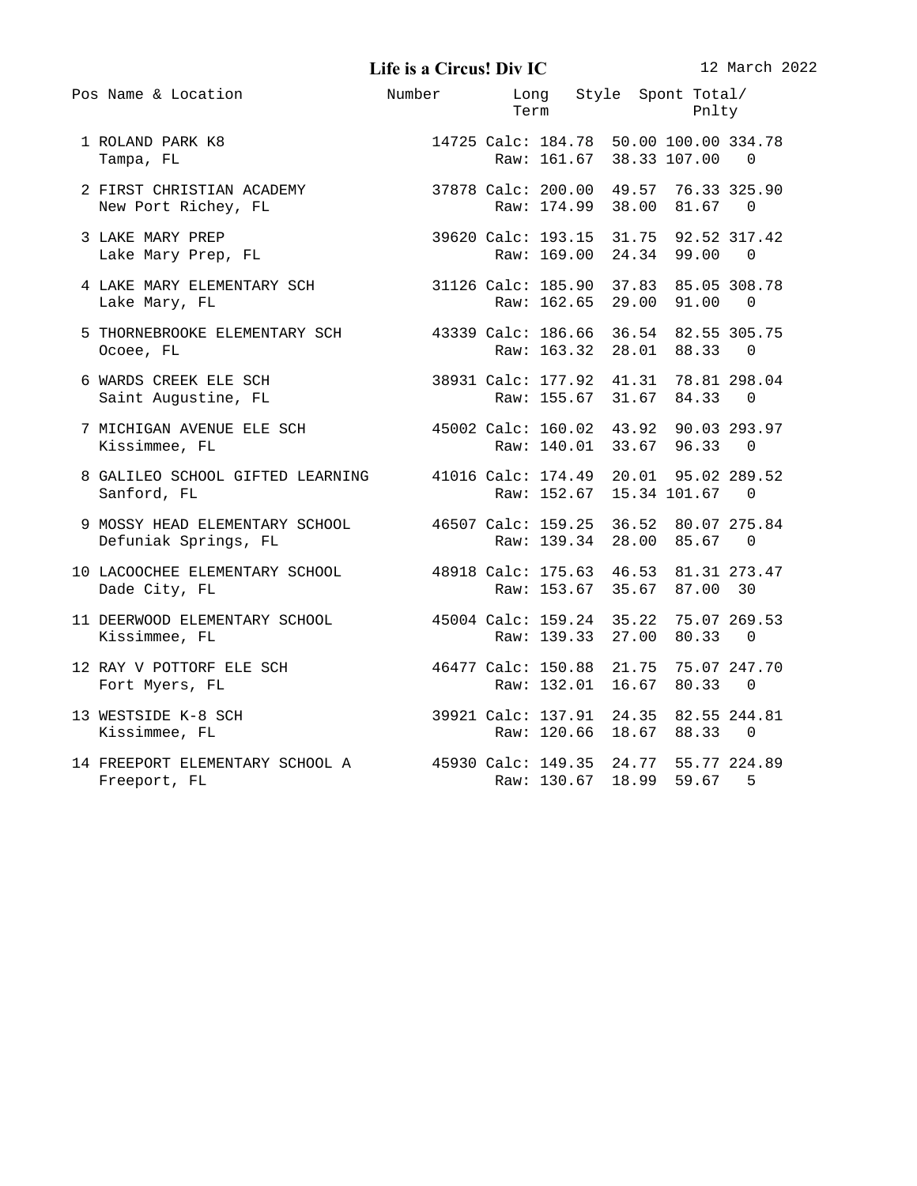**Life is a Circus! Div IC** 12 March 2022

| Pos | Name & Location | Number | | Long Term | Style | Spont | Total/ Pnlty |
|---|---|---|---|---|---|---|---|
| 1 | ROLAND PARK K8 | 14725 | Calc: | 184.78 | 50.00 | 100.00 | 334.78 |
| | Tampa, FL | | Raw: | 161.67 | 38.33 | 107.00 | 0 |
| 2 | FIRST CHRISTIAN ACADEMY | 37878 | Calc: | 200.00 | 49.57 | 76.33 | 325.90 |
| | New Port Richey, FL | | Raw: | 174.99 | 38.00 | 81.67 | 0 |
| 3 | LAKE MARY PREP | 39620 | Calc: | 193.15 | 31.75 | 92.52 | 317.42 |
| | Lake Mary Prep, FL | | Raw: | 169.00 | 24.34 | 99.00 | 0 |
| 4 | LAKE MARY ELEMENTARY SCH | 31126 | Calc: | 185.90 | 37.83 | 85.05 | 308.78 |
| | Lake Mary, FL | | Raw: | 162.65 | 29.00 | 91.00 | 0 |
| 5 | THORNEBROOKE ELEMENTARY SCH | 43339 | Calc: | 186.66 | 36.54 | 82.55 | 305.75 |
| | Ocoee, FL | | Raw: | 163.32 | 28.01 | 88.33 | 0 |
| 6 | WARDS CREEK ELE SCH | 38931 | Calc: | 177.92 | 41.31 | 78.81 | 298.04 |
| | Saint Augustine, FL | | Raw: | 155.67 | 31.67 | 84.33 | 0 |
| 7 | MICHIGAN AVENUE ELE SCH | 45002 | Calc: | 160.02 | 43.92 | 90.03 | 293.97 |
| | Kissimmee, FL | | Raw: | 140.01 | 33.67 | 96.33 | 0 |
| 8 | GALILEO SCHOOL GIFTED LEARNING | 41016 | Calc: | 174.49 | 20.01 | 95.02 | 289.52 |
| | Sanford, FL | | Raw: | 152.67 | 15.34 | 101.67 | 0 |
| 9 | MOSSY HEAD ELEMENTARY SCHOOL | 46507 | Calc: | 159.25 | 36.52 | 80.07 | 275.84 |
| | Defuniak Springs, FL | | Raw: | 139.34 | 28.00 | 85.67 | 0 |
| 10 | LACOOCHEE ELEMENTARY SCHOOL | 48918 | Calc: | 175.63 | 46.53 | 81.31 | 273.47 |
| | Dade City, FL | | Raw: | 153.67 | 35.67 | 87.00 | 30 |
| 11 | DEERWOOD ELEMENTARY SCHOOL | 45004 | Calc: | 159.24 | 35.22 | 75.07 | 269.53 |
| | Kissimmee, FL | | Raw: | 139.33 | 27.00 | 80.33 | 0 |
| 12 | RAY V POTTORF ELE SCH | 46477 | Calc: | 150.88 | 21.75 | 75.07 | 247.70 |
| | Fort Myers, FL | | Raw: | 132.01 | 16.67 | 80.33 | 0 |
| 13 | WESTSIDE K-8 SCH | 39921 | Calc: | 137.91 | 24.35 | 82.55 | 244.81 |
| | Kissimmee, FL | | Raw: | 120.66 | 18.67 | 88.33 | 0 |
| 14 | FREEPORT ELEMENTARY SCHOOL A | 45930 | Calc: | 149.35 | 24.77 | 55.77 | 224.89 |
| | Freeport, FL | | Raw: | 130.67 | 18.99 | 59.67 | 5 |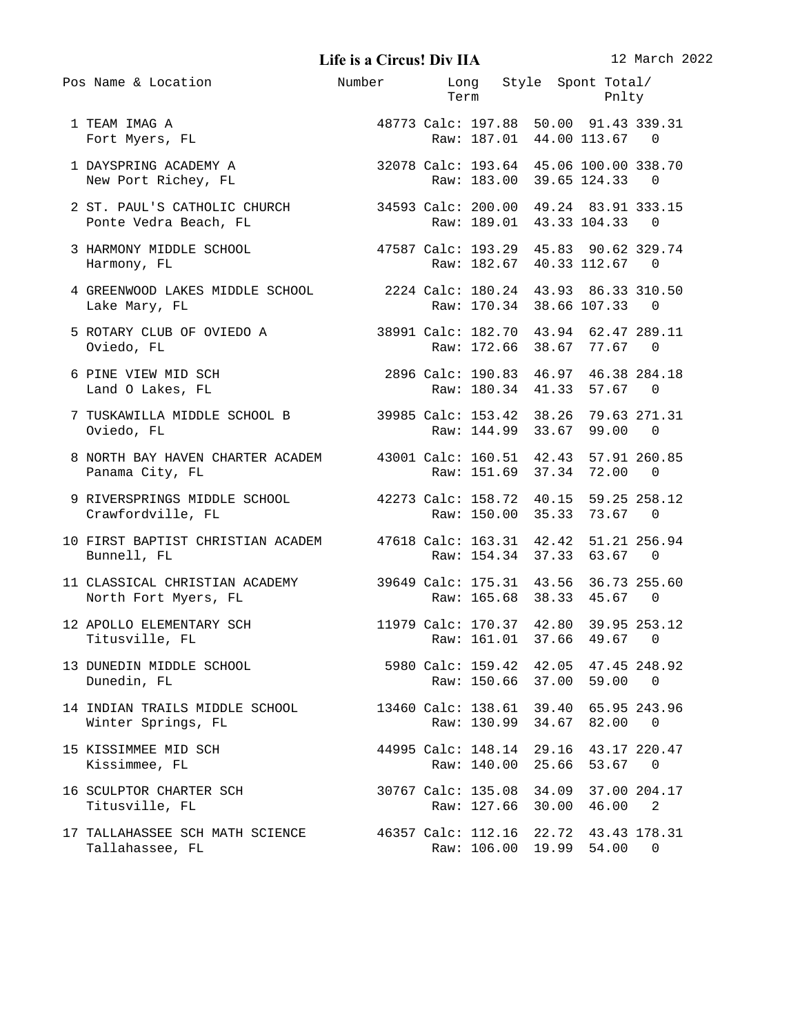## Life is a Circus! Div IIA

12 March 2022

| Pos | Name & Location | Number | | Long Term | Style | Spont | Total/ Pnlty |
|---|---|---|---|---|---|---|---|
| 1 | TEAM IMAG A<br>Fort Myers, FL | 48773 | Calc:<br>Raw: | 197.88<br>187.01 | 50.00<br>44.00 | 91.43<br>113.67 | 339.31<br>0 |
| 1 | DAYSPRING ACADEMY A<br>New Port Richey, FL | 32078 | Calc:<br>Raw: | 193.64<br>183.00 | 45.06<br>39.65 | 100.00<br>124.33 | 338.70<br>0 |
| 2 | ST. PAUL'S CATHOLIC CHURCH<br>Ponte Vedra Beach, FL | 34593 | Calc:<br>Raw: | 200.00<br>189.01 | 49.24<br>43.33 | 83.91<br>104.33 | 333.15<br>0 |
| 3 | HARMONY MIDDLE SCHOOL<br>Harmony, FL | 47587 | Calc:<br>Raw: | 193.29<br>182.67 | 45.83<br>40.33 | 90.62<br>112.67 | 329.74<br>0 |
| 4 | GREENWOOD LAKES MIDDLE SCHOOL<br>Lake Mary, FL | 2224 | Calc:<br>Raw: | 180.24<br>170.34 | 43.93<br>38.66 | 86.33<br>107.33 | 310.50<br>0 |
| 5 | ROTARY CLUB OF OVIEDO A<br>Oviedo, FL | 38991 | Calc:<br>Raw: | 182.70<br>172.66 | 43.94<br>38.67 | 62.47<br>77.67 | 289.11<br>0 |
| 6 | PINE VIEW MID SCH<br>Land O Lakes, FL | 2896 | Calc:<br>Raw: | 190.83<br>180.34 | 46.97<br>41.33 | 46.38<br>57.67 | 284.18<br>0 |
| 7 | TUSKAWILLA MIDDLE SCHOOL B<br>Oviedo, FL | 39985 | Calc:<br>Raw: | 153.42<br>144.99 | 38.26<br>33.67 | 79.63<br>99.00 | 271.31<br>0 |
| 8 | NORTH BAY HAVEN CHARTER ACADEM<br>Panama City, FL | 43001 | Calc:<br>Raw: | 160.51<br>151.69 | 42.43<br>37.34 | 57.91<br>72.00 | 260.85<br>0 |
| 9 | RIVERSPRINGS MIDDLE SCHOOL<br>Crawfordville, FL | 42273 | Calc:<br>Raw: | 158.72<br>150.00 | 40.15<br>35.33 | 59.25<br>73.67 | 258.12<br>0 |
| 10 | FIRST BAPTIST CHRISTIAN ACADEM<br>Bunnell, FL | 47618 | Calc:<br>Raw: | 163.31<br>154.34 | 42.42<br>37.33 | 51.21<br>63.67 | 256.94<br>0 |
| 11 | CLASSICAL CHRISTIAN ACADEMY<br>North Fort Myers, FL | 39649 | Calc:<br>Raw: | 175.31<br>165.68 | 43.56<br>38.33 | 36.73<br>45.67 | 255.60<br>0 |
| 12 | APOLLO ELEMENTARY SCH<br>Titusville, FL | 11979 | Calc:<br>Raw: | 170.37<br>161.01 | 42.80<br>37.66 | 39.95<br>49.67 | 253.12<br>0 |
| 13 | DUNEDIN MIDDLE SCHOOL<br>Dunedin, FL | 5980 | Calc:<br>Raw: | 159.42<br>150.66 | 42.05<br>37.00 | 47.45<br>59.00 | 248.92<br>0 |
| 14 | INDIAN TRAILS MIDDLE SCHOOL<br>Winter Springs, FL | 13460 | Calc:<br>Raw: | 138.61<br>130.99 | 39.40<br>34.67 | 65.95<br>82.00 | 243.96<br>0 |
| 15 | KISSIMMEE MID SCH<br>Kissimmee, FL | 44995 | Calc:<br>Raw: | 148.14<br>140.00 | 29.16<br>25.66 | 43.17<br>53.67 | 220.47<br>0 |
| 16 | SCULPTOR CHARTER SCH<br>Titusville, FL | 30767 | Calc:<br>Raw: | 135.08<br>127.66 | 34.09<br>30.00 | 37.00<br>46.00 | 204.17<br>2 |
| 17 | TALLAHASSEE SCH MATH SCIENCE<br>Tallahassee, FL | 46357 | Calc:<br>Raw: | 112.16<br>106.00 | 22.72<br>19.99 | 43.43<br>54.00 | 178.31<br>0 |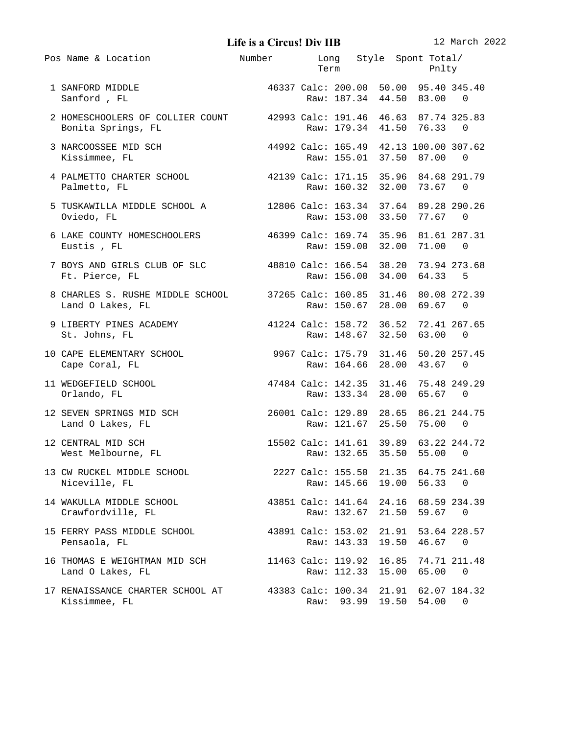# Life is a Circus! Div IIB

12 March 2022

| Pos | Name & Location | Number | | Long Term | Style | Spont | Total/ Pnlty |
|---|---|---|---|---|---|---|---|
| 1 | SANFORD MIDDLE | 46337 | Calc: | 200.00 | 50.00 | 95.40 | 345.40 |
| | Sanford , FL | | Raw: | 187.34 | 44.50 | 83.00 | 0 |
| 2 | HOMESCHOOLERS OF COLLIER COUNT | 42993 | Calc: | 191.46 | 46.63 | 87.74 | 325.83 |
| | Bonita Springs, FL | | Raw: | 179.34 | 41.50 | 76.33 | 0 |
| 3 | NARCOOSSEE MID SCH | 44992 | Calc: | 165.49 | 42.13 | 100.00 | 307.62 |
| | Kissimmee, FL | | Raw: | 155.01 | 37.50 | 87.00 | 0 |
| 4 | PALMETTO CHARTER SCHOOL | 42139 | Calc: | 171.15 | 35.96 | 84.68 | 291.79 |
| | Palmetto, FL | | Raw: | 160.32 | 32.00 | 73.67 | 0 |
| 5 | TUSKAWILLA MIDDLE SCHOOL A | 12806 | Calc: | 163.34 | 37.64 | 89.28 | 290.26 |
| | Oviedo, FL | | Raw: | 153.00 | 33.50 | 77.67 | 0 |
| 6 | LAKE COUNTY HOMESCHOOLERS | 46399 | Calc: | 169.74 | 35.96 | 81.61 | 287.31 |
| | Eustis , FL | | Raw: | 159.00 | 32.00 | 71.00 | 0 |
| 7 | BOYS AND GIRLS CLUB OF SLC | 48810 | Calc: | 166.54 | 38.20 | 73.94 | 273.68 |
| | Ft. Pierce, FL | | Raw: | 156.00 | 34.00 | 64.33 | 5 |
| 8 | CHARLES S. RUSHE MIDDLE SCHOOL | 37265 | Calc: | 160.85 | 31.46 | 80.08 | 272.39 |
| | Land O Lakes, FL | | Raw: | 150.67 | 28.00 | 69.67 | 0 |
| 9 | LIBERTY PINES ACADEMY | 41224 | Calc: | 158.72 | 36.52 | 72.41 | 267.65 |
| | St. Johns, FL | | Raw: | 148.67 | 32.50 | 63.00 | 0 |
| 10 | CAPE ELEMENTARY SCHOOL | 9967 | Calc: | 175.79 | 31.46 | 50.20 | 257.45 |
| | Cape Coral, FL | | Raw: | 164.66 | 28.00 | 43.67 | 0 |
| 11 | WEDGEFIELD SCHOOL | 47484 | Calc: | 142.35 | 31.46 | 75.48 | 249.29 |
| | Orlando, FL | | Raw: | 133.34 | 28.00 | 65.67 | 0 |
| 12 | SEVEN SPRINGS MID SCH | 26001 | Calc: | 129.89 | 28.65 | 86.21 | 244.75 |
| | Land O Lakes, FL | | Raw: | 121.67 | 25.50 | 75.00 | 0 |
| 12 | CENTRAL MID SCH | 15502 | Calc: | 141.61 | 39.89 | 63.22 | 244.72 |
| | West Melbourne, FL | | Raw: | 132.65 | 35.50 | 55.00 | 0 |
| 13 | CW RUCKEL MIDDLE SCHOOL | 2227 | Calc: | 155.50 | 21.35 | 64.75 | 241.60 |
| | Niceville, FL | | Raw: | 145.66 | 19.00 | 56.33 | 0 |
| 14 | WAKULLA MIDDLE SCHOOL | 43851 | Calc: | 141.64 | 24.16 | 68.59 | 234.39 |
| | Crawfordville, FL | | Raw: | 132.67 | 21.50 | 59.67 | 0 |
| 15 | FERRY PASS MIDDLE SCHOOL | 43891 | Calc: | 153.02 | 21.91 | 53.64 | 228.57 |
| | Pensaola, FL | | Raw: | 143.33 | 19.50 | 46.67 | 0 |
| 16 | THOMAS E WEIGHTMAN MID SCH | 11463 | Calc: | 119.92 | 16.85 | 74.71 | 211.48 |
| | Land O Lakes, FL | | Raw: | 112.33 | 15.00 | 65.00 | 0 |
| 17 | RENAISSANCE CHARTER SCHOOL AT | 43383 | Calc: | 100.34 | 21.91 | 62.07 | 184.32 |
| | Kissimmee, FL | | Raw: | 93.99 | 19.50 | 54.00 | 0 |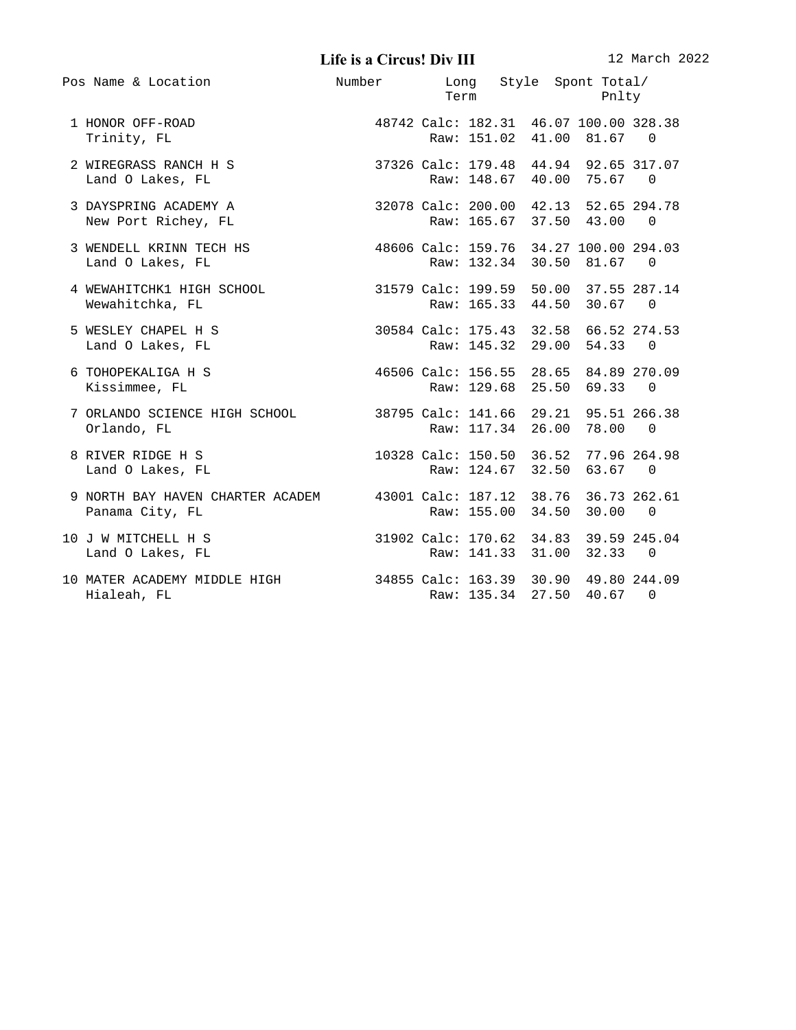# Life is a Circus! Div III

12 March 2022

| Pos | Name & Location | Number | | Long Term | Style | Spont | Total/ Pnlty |
|---|---|---|---|---|---|---|---|
| 1 | HONOR OFF-ROAD | 48742 | Calc: | 182.31 | 46.07 | 100.00 | 328.38 |
| | Trinity, FL | | Raw: | 151.02 | 41.00 | 81.67 | 0 |
| 2 | WIREGRASS RANCH H S | 37326 | Calc: | 179.48 | 44.94 | 92.65 | 317.07 |
| | Land O Lakes, FL | | Raw: | 148.67 | 40.00 | 75.67 | 0 |
| 3 | DAYSPRING ACADEMY A | 32078 | Calc: | 200.00 | 42.13 | 52.65 | 294.78 |
| | New Port Richey, FL | | Raw: | 165.67 | 37.50 | 43.00 | 0 |
| 3 | WENDELL KRINN TECH HS | 48606 | Calc: | 159.76 | 34.27 | 100.00 | 294.03 |
| | Land O Lakes, FL | | Raw: | 132.34 | 30.50 | 81.67 | 0 |
| 4 | WEWAHITCHK1 HIGH SCHOOL | 31579 | Calc: | 199.59 | 50.00 | 37.55 | 287.14 |
| | Wewahitchka, FL | | Raw: | 165.33 | 44.50 | 30.67 | 0 |
| 5 | WESLEY CHAPEL H S | 30584 | Calc: | 175.43 | 32.58 | 66.52 | 274.53 |
| | Land O Lakes, FL | | Raw: | 145.32 | 29.00 | 54.33 | 0 |
| 6 | TOHOPEKALIGA H S | 46506 | Calc: | 156.55 | 28.65 | 84.89 | 270.09 |
| | Kissimmee, FL | | Raw: | 129.68 | 25.50 | 69.33 | 0 |
| 7 | ORLANDO SCIENCE HIGH SCHOOL | 38795 | Calc: | 141.66 | 29.21 | 95.51 | 266.38 |
| | Orlando, FL | | Raw: | 117.34 | 26.00 | 78.00 | 0 |
| 8 | RIVER RIDGE H S | 10328 | Calc: | 150.50 | 36.52 | 77.96 | 264.98 |
| | Land O Lakes, FL | | Raw: | 124.67 | 32.50 | 63.67 | 0 |
| 9 | NORTH BAY HAVEN CHARTER ACADEM | 43001 | Calc: | 187.12 | 38.76 | 36.73 | 262.61 |
| | Panama City, FL | | Raw: | 155.00 | 34.50 | 30.00 | 0 |
| 10 | J W MITCHELL H S | 31902 | Calc: | 170.62 | 34.83 | 39.59 | 245.04 |
| | Land O Lakes, FL | | Raw: | 141.33 | 31.00 | 32.33 | 0 |
| 10 | MATER ACADEMY MIDDLE HIGH | 34855 | Calc: | 163.39 | 30.90 | 49.80 | 244.09 |
| | Hialeah, FL | | Raw: | 135.34 | 27.50 | 40.67 | 0 |